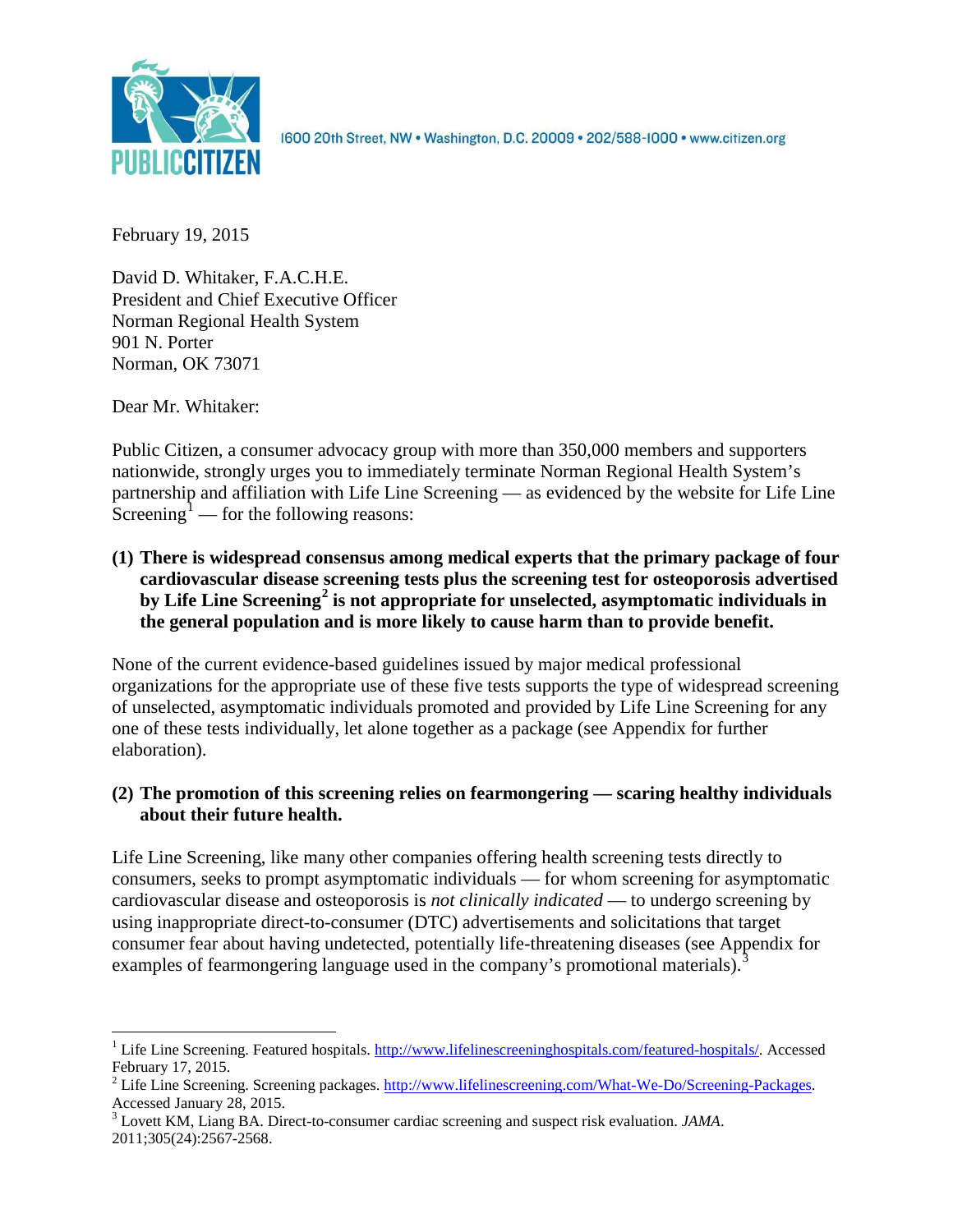PUBLIC CITIZEN

1600 20th Street, NW • Washington, D.C. 20009 • 202/588-1000 • www.citizen.org

February 19, 2015

David D. Whitaker, F.A.C.H.E.
President and Chief Executive Officer
Norman Regional Health System
901 N. Porter
Norman, OK 73071

Dear Mr. Whitaker:

Public Citizen, a consumer advocacy group with more than 350,000 members and supporters nationwide, strongly urges you to immediately terminate Norman Regional Health System's partnership and affiliation with Life Line Screening — as evidenced by the website for Life Line Screening[1] — for the following reasons:

**(1) There is widespread consensus among medical experts that the primary package of four cardiovascular disease screening tests plus the screening test for osteoporosis advertised by Life Line Screening[2] is not appropriate for unselected, asymptomatic individuals in the general population and is more likely to cause harm than to provide benefit.**

None of the current evidence-based guidelines issued by major medical professional organizations for the appropriate use of these five tests supports the type of widespread screening of unselected, asymptomatic individuals promoted and provided by Life Line Screening for any one of these tests individually, let alone together as a package (see Appendix for further elaboration).

**(2) The promotion of this screening relies on fearmongering — scaring healthy individuals about their future health.**

Life Line Screening, like many other companies offering health screening tests directly to consumers, seeks to prompt asymptomatic individuals — for whom screening for asymptomatic cardiovascular disease and osteoporosis is *not clinically indicated* — to undergo screening by using inappropriate direct-to-consumer (DTC) advertisements and solicitations that target consumer fear about having undetected, potentially life-threatening diseases (see Appendix for examples of fearmongering language used in the company's promotional materials).[3]

---

[1] Life Line Screening. Featured hospitals. http://www.lifelinescreeninghospitals.com/featured-hospitals/. Accessed February 17, 2015.

[2] Life Line Screening. Screening packages. http://www.lifelinescreening.com/What-We-Do/Screening-Packages. Accessed January 28, 2015.

[3] Lovett KM, Liang BA. Direct-to-consumer cardiac screening and suspect risk evaluation. *JAMA*. 2011;305(24):2567-2568.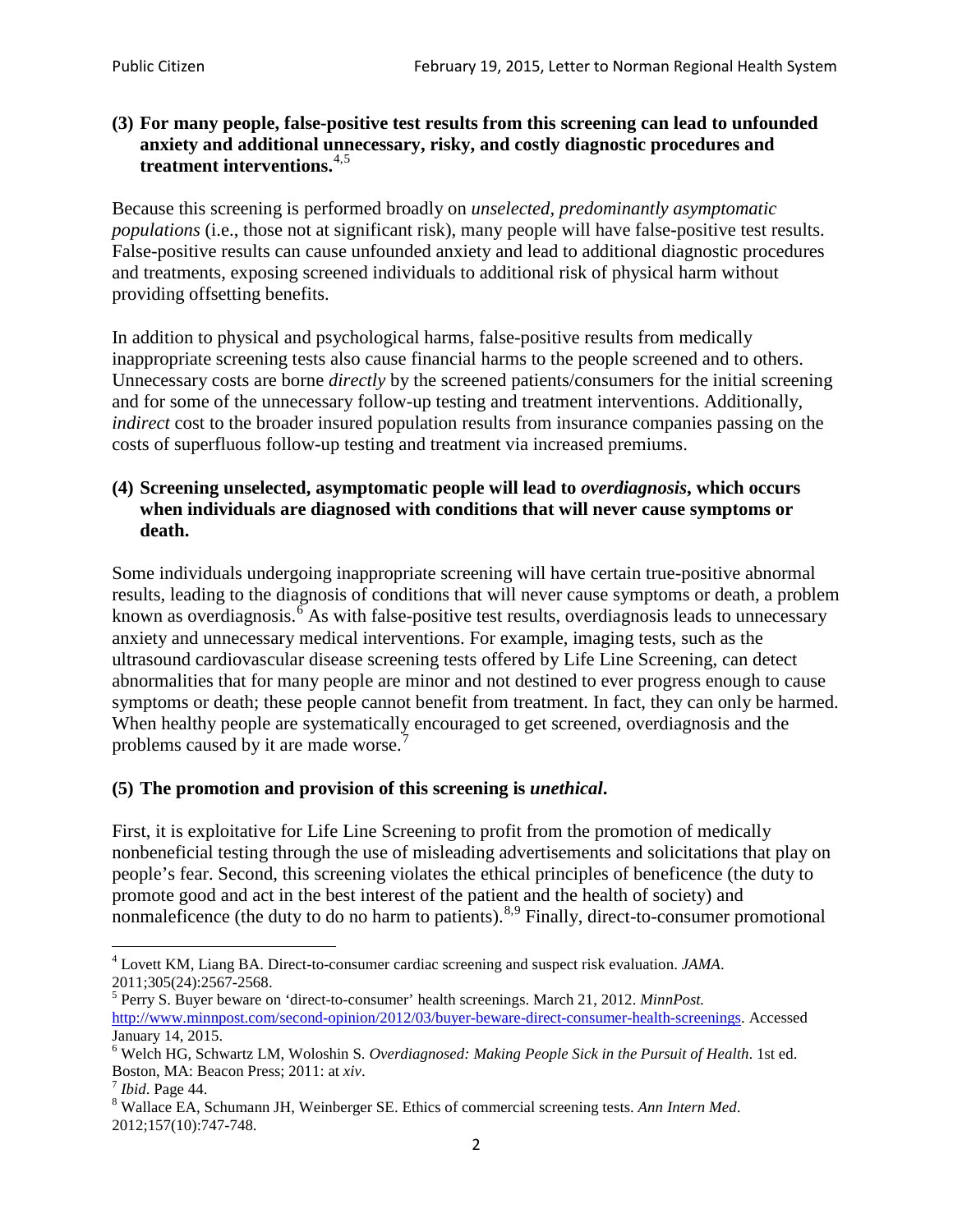**(3) For many people, false-positive test results from this screening can lead to unfounded anxiety and additional unnecessary, risky, and costly diagnostic procedures and treatment interventions.**[4,5]

Because this screening is performed broadly on *unselected, predominantly asymptomatic populations* (i.e., those not at significant risk), many people will have false-positive test results. False-positive results can cause unfounded anxiety and lead to additional diagnostic procedures and treatments, exposing screened individuals to additional risk of physical harm without providing offsetting benefits.

In addition to physical and psychological harms, false-positive results from medically inappropriate screening tests also cause financial harms to the people screened and to others. Unnecessary costs are borne *directly* by the screened patients/consumers for the initial screening and for some of the unnecessary follow-up testing and treatment interventions. Additionally, *indirect* cost to the broader insured population results from insurance companies passing on the costs of superfluous follow-up testing and treatment via increased premiums.

**(4) Screening unselected, asymptomatic people will lead to *overdiagnosis*, which occurs when individuals are diagnosed with conditions that will never cause symptoms or death.**

Some individuals undergoing inappropriate screening will have certain true-positive abnormal results, leading to the diagnosis of conditions that will never cause symptoms or death, a problem known as overdiagnosis.[6] As with false-positive test results, overdiagnosis leads to unnecessary anxiety and unnecessary medical interventions. For example, imaging tests, such as the ultrasound cardiovascular disease screening tests offered by Life Line Screening, can detect abnormalities that for many people are minor and not destined to ever progress enough to cause symptoms or death; these people cannot benefit from treatment. In fact, they can only be harmed. When healthy people are systematically encouraged to get screened, overdiagnosis and the problems caused by it are made worse.[7]

**(5) The promotion and provision of this screening is *unethical*.**

First, it is exploitative for Life Line Screening to profit from the promotion of medically nonbeneficial testing through the use of misleading advertisements and solicitations that play on people's fear. Second, this screening violates the ethical principles of beneficence (the duty to promote good and act in the best interest of the patient and the health of society) and nonmaleficence (the duty to do no harm to patients).[8,9] Finally, direct-to-consumer promotional

---

[4] Lovett KM, Liang BA. Direct-to-consumer cardiac screening and suspect risk evaluation. *JAMA*. 2011;305(24):2567-2568.

[5] Perry S. Buyer beware on 'direct-to-consumer' health screenings. March 21, 2012. *MinnPost.* http://www.minnpost.com/second-opinion/2012/03/buyer-beware-direct-consumer-health-screenings. Accessed January 14, 2015.

[6] Welch HG, Schwartz LM, Woloshin S. *Overdiagnosed: Making People Sick in the Pursuit of Health*. 1st ed. Boston, MA: Beacon Press; 2011: at *xiv*.

[7] *Ibid*. Page 44.

[8] Wallace EA, Schumann JH, Weinberger SE. Ethics of commercial screening tests. *Ann Intern Med*. 2012;157(10):747-748.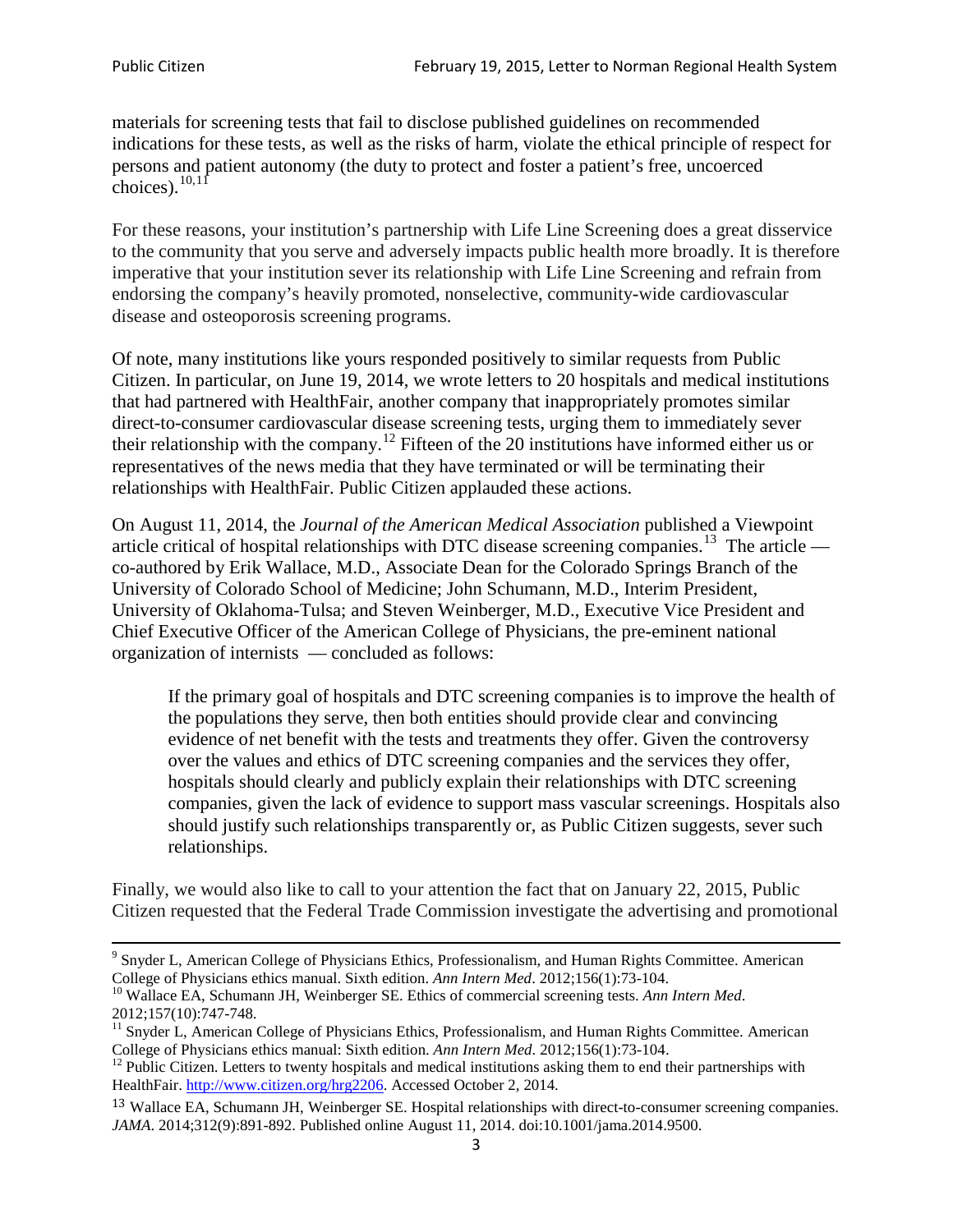materials for screening tests that fail to disclose published guidelines on recommended indications for these tests, as well as the risks of harm, violate the ethical principle of respect for persons and patient autonomy (the duty to protect and foster a patient's free, uncoerced choices).[10,11]

For these reasons, your institution's partnership with Life Line Screening does a great disservice to the community that you serve and adversely impacts public health more broadly. It is therefore imperative that your institution sever its relationship with Life Line Screening and refrain from endorsing the company's heavily promoted, nonselective, community-wide cardiovascular disease and osteoporosis screening programs.

Of note, many institutions like yours responded positively to similar requests from Public Citizen. In particular, on June 19, 2014, we wrote letters to 20 hospitals and medical institutions that had partnered with HealthFair, another company that inappropriately promotes similar direct-to-consumer cardiovascular disease screening tests, urging them to immediately sever their relationship with the company.[12] Fifteen of the 20 institutions have informed either us or representatives of the news media that they have terminated or will be terminating their relationships with HealthFair. Public Citizen applauded these actions.

On August 11, 2014, the *Journal of the American Medical Association* published a Viewpoint article critical of hospital relationships with DTC disease screening companies.[13] The article — co-authored by Erik Wallace, M.D., Associate Dean for the Colorado Springs Branch of the University of Colorado School of Medicine; John Schumann, M.D., Interim President, University of Oklahoma-Tulsa; and Steven Weinberger, M.D., Executive Vice President and Chief Executive Officer of the American College of Physicians, the pre-eminent national organization of internists — concluded as follows:

> If the primary goal of hospitals and DTC screening companies is to improve the health of the populations they serve, then both entities should provide clear and convincing evidence of net benefit with the tests and treatments they offer. Given the controversy over the values and ethics of DTC screening companies and the services they offer, hospitals should clearly and publicly explain their relationships with DTC screening companies, given the lack of evidence to support mass vascular screenings. Hospitals also should justify such relationships transparently or, as Public Citizen suggests, sever such relationships.

Finally, we would also like to call to your attention the fact that on January 22, 2015, Public Citizen requested that the Federal Trade Commission investigate the advertising and promotional

---

[9] Snyder L, American College of Physicians Ethics, Professionalism, and Human Rights Committee. American College of Physicians ethics manual. Sixth edition. *Ann Intern Med*. 2012;156(1):73-104.

[10] Wallace EA, Schumann JH, Weinberger SE. Ethics of commercial screening tests. *Ann Intern Med*. 2012;157(10):747-748.

[11] Snyder L, American College of Physicians Ethics, Professionalism, and Human Rights Committee. American College of Physicians ethics manual: Sixth edition. *Ann Intern Med*. 2012;156(1):73-104.

[12] Public Citizen. Letters to twenty hospitals and medical institutions asking them to end their partnerships with HealthFair. http://www.citizen.org/hrg2206. Accessed October 2, 2014.

[13] Wallace EA, Schumann JH, Weinberger SE. Hospital relationships with direct-to-consumer screening companies. *JAMA*. 2014;312(9):891-892. Published online August 11, 2014. doi:10.1001/jama.2014.9500.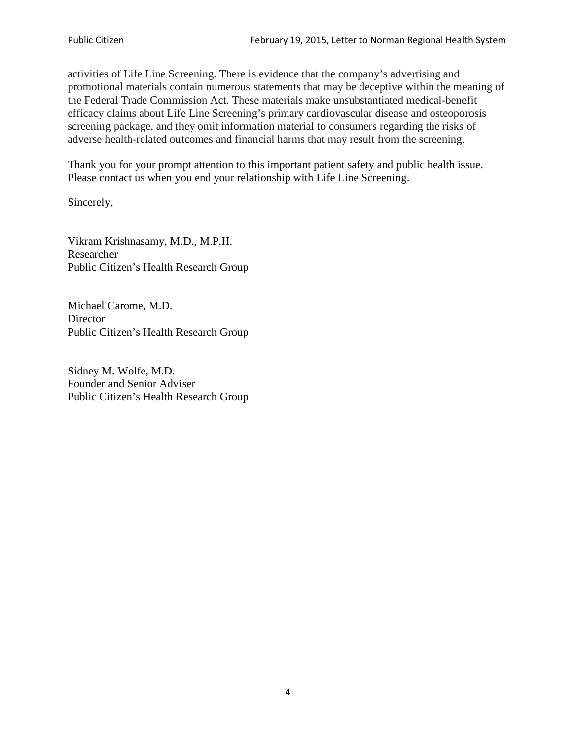activities of Life Line Screening. There is evidence that the company's advertising and promotional materials contain numerous statements that may be deceptive within the meaning of the Federal Trade Commission Act. These materials make unsubstantiated medical-benefit efficacy claims about Life Line Screening's primary cardiovascular disease and osteoporosis screening package, and they omit information material to consumers regarding the risks of adverse health-related outcomes and financial harms that may result from the screening.

Thank you for your prompt attention to this important patient safety and public health issue. Please contact us when you end your relationship with Life Line Screening.

Sincerely,

Vikram Krishnasamy, M.D., M.P.H.
Researcher
Public Citizen's Health Research Group

Michael Carome, M.D.
Director
Public Citizen's Health Research Group

Sidney M. Wolfe, M.D.
Founder and Senior Adviser
Public Citizen's Health Research Group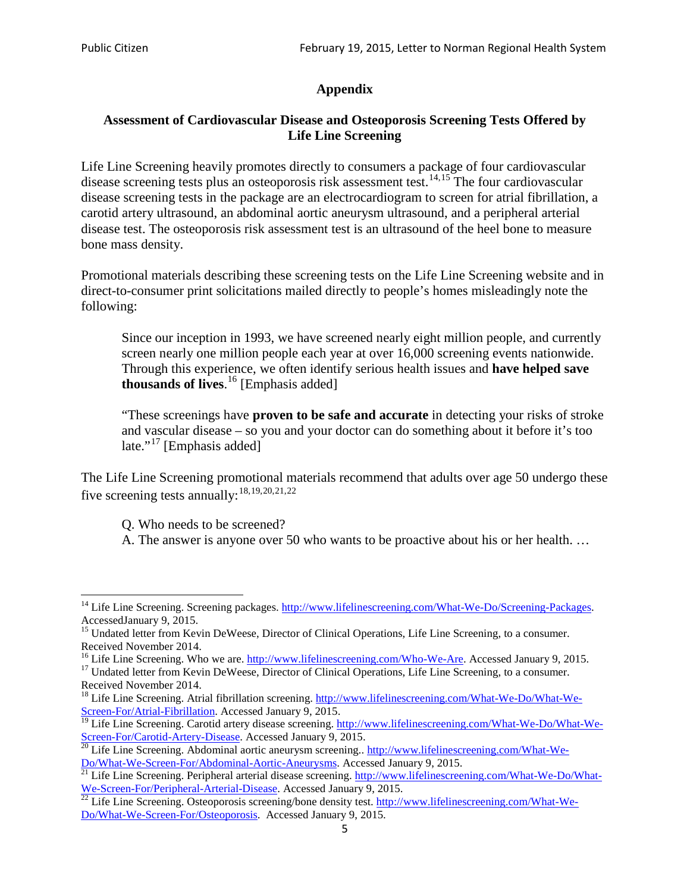## Appendix

### Assessment of Cardiovascular Disease and Osteoporosis Screening Tests Offered by Life Line Screening

Life Line Screening heavily promotes directly to consumers a package of four cardiovascular disease screening tests plus an osteoporosis risk assessment test.[14,15] The four cardiovascular disease screening tests in the package are an electrocardiogram to screen for atrial fibrillation, a carotid artery ultrasound, an abdominal aortic aneurysm ultrasound, and a peripheral arterial disease test. The osteoporosis risk assessment test is an ultrasound of the heel bone to measure bone mass density.

Promotional materials describing these screening tests on the Life Line Screening website and in direct-to-consumer print solicitations mailed directly to people's homes misleadingly note the following:

> Since our inception in 1993, we have screened nearly eight million people, and currently screen nearly one million people each year at over 16,000 screening events nationwide. Through this experience, we often identify serious health issues and **have helped save thousands of lives**.[16] [Emphasis added]
>
> "These screenings have **proven to be safe and accurate** in detecting your risks of stroke and vascular disease – so you and your doctor can do something about it before it's too late."[17] [Emphasis added]

The Life Line Screening promotional materials recommend that adults over age 50 undergo these five screening tests annually:[18,19,20,21,22]

> Q. Who needs to be screened?
> A. The answer is anyone over 50 who wants to be proactive about his or her health. …

---

[14] Life Line Screening. Screening packages. http://www.lifelinescreening.com/What-We-Do/Screening-Packages. AccessedJanuary 9, 2015.

[15] Undated letter from Kevin DeWeese, Director of Clinical Operations, Life Line Screening, to a consumer. Received November 2014.

[16] Life Line Screening. Who we are. http://www.lifelinescreening.com/Who-We-Are. Accessed January 9, 2015.

[17] Undated letter from Kevin DeWeese, Director of Clinical Operations, Life Line Screening, to a consumer. Received November 2014.

[18] Life Line Screening. Atrial fibrillation screening. http://www.lifelinescreening.com/What-We-Do/What-We-Screen-For/Atrial-Fibrillation. Accessed January 9, 2015.

[19] Life Line Screening. Carotid artery disease screening. http://www.lifelinescreening.com/What-We-Do/What-We-Screen-For/Carotid-Artery-Disease. Accessed January 9, 2015.

[20] Life Line Screening. Abdominal aortic aneurysm screening.. http://www.lifelinescreening.com/What-We-Do/What-We-Screen-For/Abdominal-Aortic-Aneurysms. Accessed January 9, 2015.

[21] Life Line Screening. Peripheral arterial disease screening. http://www.lifelinescreening.com/What-We-Do/What-We-Screen-For/Peripheral-Arterial-Disease. Accessed January 9, 2015.

[22] Life Line Screening. Osteoporosis screening/bone density test. http://www.lifelinescreening.com/What-We-Do/What-We-Screen-For/Osteoporosis. Accessed January 9, 2015.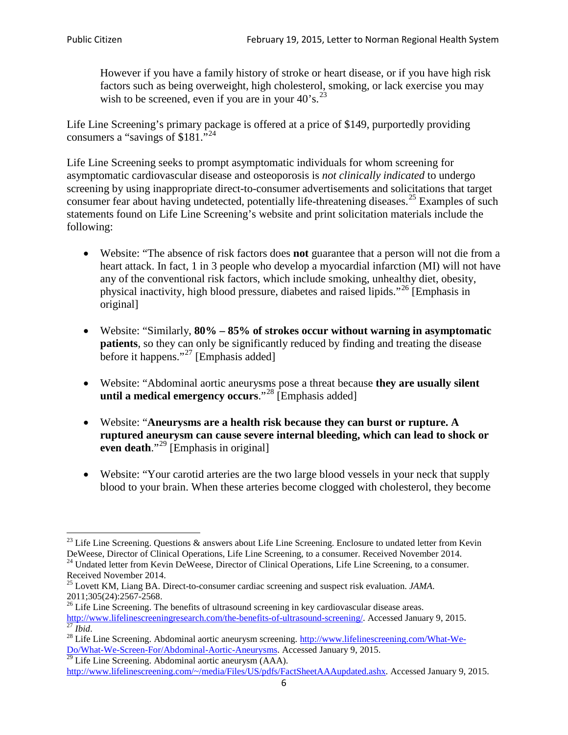However if you have a family history of stroke or heart disease, or if you have high risk factors such as being overweight, high cholesterol, smoking, or lack exercise you may wish to be screened, even if you are in your 40's.[23]

Life Line Screening's primary package is offered at a price of $149, purportedly providing consumers a "savings of $181."[24]

Life Line Screening seeks to prompt asymptomatic individuals for whom screening for asymptomatic cardiovascular disease and osteoporosis is *not clinically indicated* to undergo screening by using inappropriate direct-to-consumer advertisements and solicitations that target consumer fear about having undetected, potentially life-threatening diseases.[25] Examples of such statements found on Life Line Screening's website and print solicitation materials include the following:

- Website: "The absence of risk factors does **not** guarantee that a person will not die from a heart attack. In fact, 1 in 3 people who develop a myocardial infarction (MI) will not have any of the conventional risk factors, which include smoking, unhealthy diet, obesity, physical inactivity, high blood pressure, diabetes and raised lipids."[26] [Emphasis in original]

- Website: "Similarly, **80% – 85% of strokes occur without warning in asymptomatic patients**, so they can only be significantly reduced by finding and treating the disease before it happens."[27] [Emphasis added]

- Website: "Abdominal aortic aneurysms pose a threat because **they are usually silent until a medical emergency occurs**."[28] [Emphasis added]

- Website: "**Aneurysms are a health risk because they can burst or rupture. A ruptured aneurysm can cause severe internal bleeding, which can lead to shock or even death**."[29] [Emphasis in original]

- Website: "Your carotid arteries are the two large blood vessels in your neck that supply blood to your brain. When these arteries become clogged with cholesterol, they become

---

[23] Life Line Screening. Questions & answers about Life Line Screening. Enclosure to undated letter from Kevin DeWeese, Director of Clinical Operations, Life Line Screening, to a consumer. Received November 2014.

[24] Undated letter from Kevin DeWeese, Director of Clinical Operations, Life Line Screening, to a consumer. Received November 2014.

[25] Lovett KM, Liang BA. Direct-to-consumer cardiac screening and suspect risk evaluation. *JAMA*. 2011;305(24):2567-2568.

[26] Life Line Screening. The benefits of ultrasound screening in key cardiovascular disease areas. http://www.lifelinescreeningresearch.com/the-benefits-of-ultrasound-screening/. Accessed January 9, 2015.

[27] *Ibid*.

[28] Life Line Screening. Abdominal aortic aneurysm screening. http://www.lifelinescreening.com/What-We-Do/What-We-Screen-For/Abdominal-Aortic-Aneurysms. Accessed January 9, 2015.

[29] Life Line Screening. Abdominal aortic aneurysm (AAA). http://www.lifelinescreening.com/~/media/Files/US/pdfs/FactSheetAAAupdated.ashx. Accessed January 9, 2015.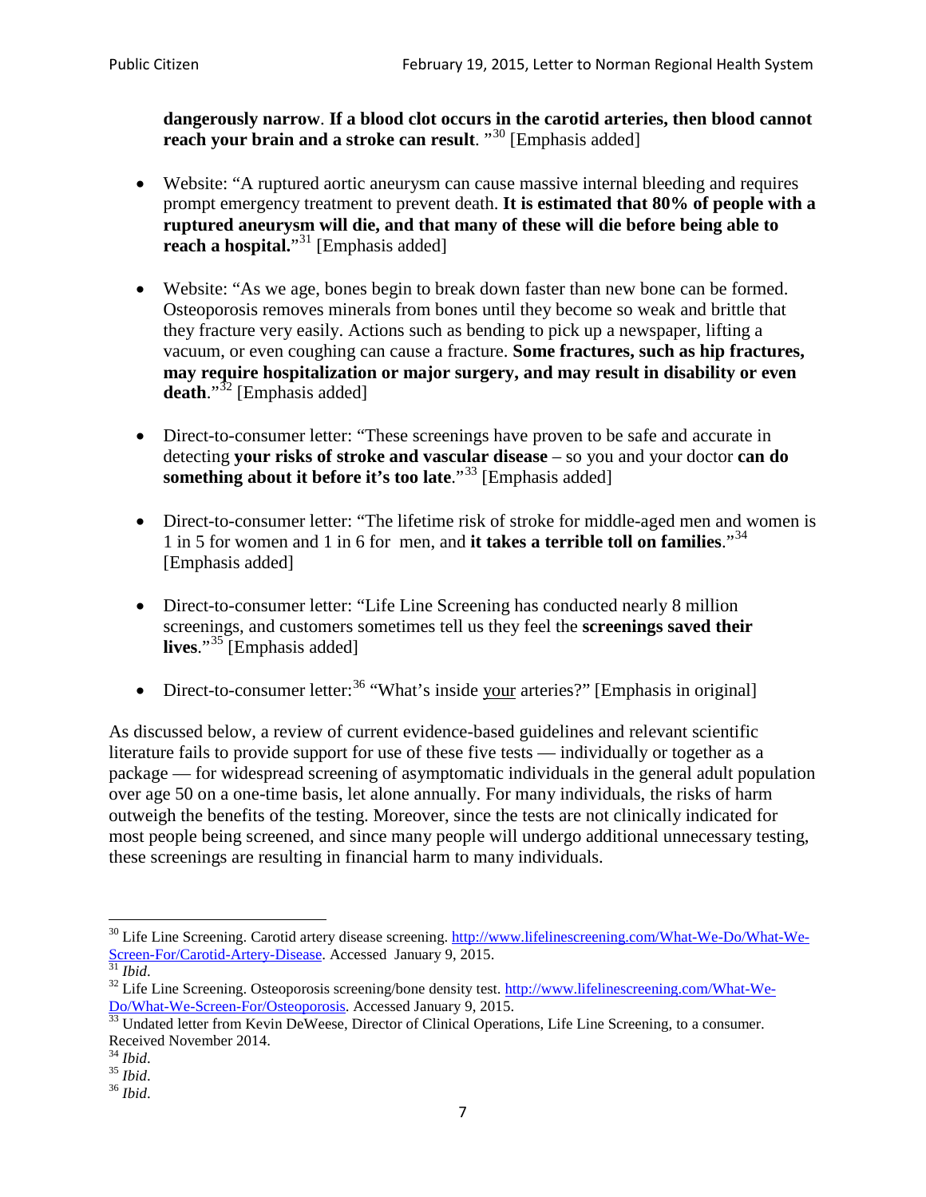**dangerously narrow**. **If a blood clot occurs in the carotid arteries, then blood cannot reach your brain and a stroke can result**. "[30] [Emphasis added]

- Website: "A ruptured aortic aneurysm can cause massive internal bleeding and requires prompt emergency treatment to prevent death. **It is estimated that 80% of people with a ruptured aneurysm will die, and that many of these will die before being able to reach a hospital.**"[31] [Emphasis added]

- Website: "As we age, bones begin to break down faster than new bone can be formed. Osteoporosis removes minerals from bones until they become so weak and brittle that they fracture very easily. Actions such as bending to pick up a newspaper, lifting a vacuum, or even coughing can cause a fracture. **Some fractures, such as hip fractures, may require hospitalization or major surgery, and may result in disability or even death**."[32] [Emphasis added]

- Direct-to-consumer letter: "These screenings have proven to be safe and accurate in detecting **your risks of stroke and vascular disease** – so you and your doctor **can do something about it before it's too late**."[33] [Emphasis added]

- Direct-to-consumer letter: "The lifetime risk of stroke for middle-aged men and women is 1 in 5 for women and 1 in 6 for men, and **it takes a terrible toll on families**."[34] [Emphasis added]

- Direct-to-consumer letter: "Life Line Screening has conducted nearly 8 million screenings, and customers sometimes tell us they feel the **screenings saved their lives**."[35] [Emphasis added]

- Direct-to-consumer letter:[36] "What's inside <u>your</u> arteries?" [Emphasis in original]

As discussed below, a review of current evidence-based guidelines and relevant scientific literature fails to provide support for use of these five tests — individually or together as a package — for widespread screening of asymptomatic individuals in the general adult population over age 50 on a one-time basis, let alone annually. For many individuals, the risks of harm outweigh the benefits of the testing. Moreover, since the tests are not clinically indicated for most people being screened, and since many people will undergo additional unnecessary testing, these screenings are resulting in financial harm to many individuals.

---

[30] Life Line Screening. Carotid artery disease screening. http://www.lifelinescreening.com/What-We-Do/What-We-Screen-For/Carotid-Artery-Disease. Accessed January 9, 2015.

[31] *Ibid*.

[32] Life Line Screening. Osteoporosis screening/bone density test. http://www.lifelinescreening.com/What-We-Do/What-We-Screen-For/Osteoporosis. Accessed January 9, 2015.

[33] Undated letter from Kevin DeWeese, Director of Clinical Operations, Life Line Screening, to a consumer. Received November 2014.

[34] *Ibid*.

[35] *Ibid*.

[36] *Ibid*.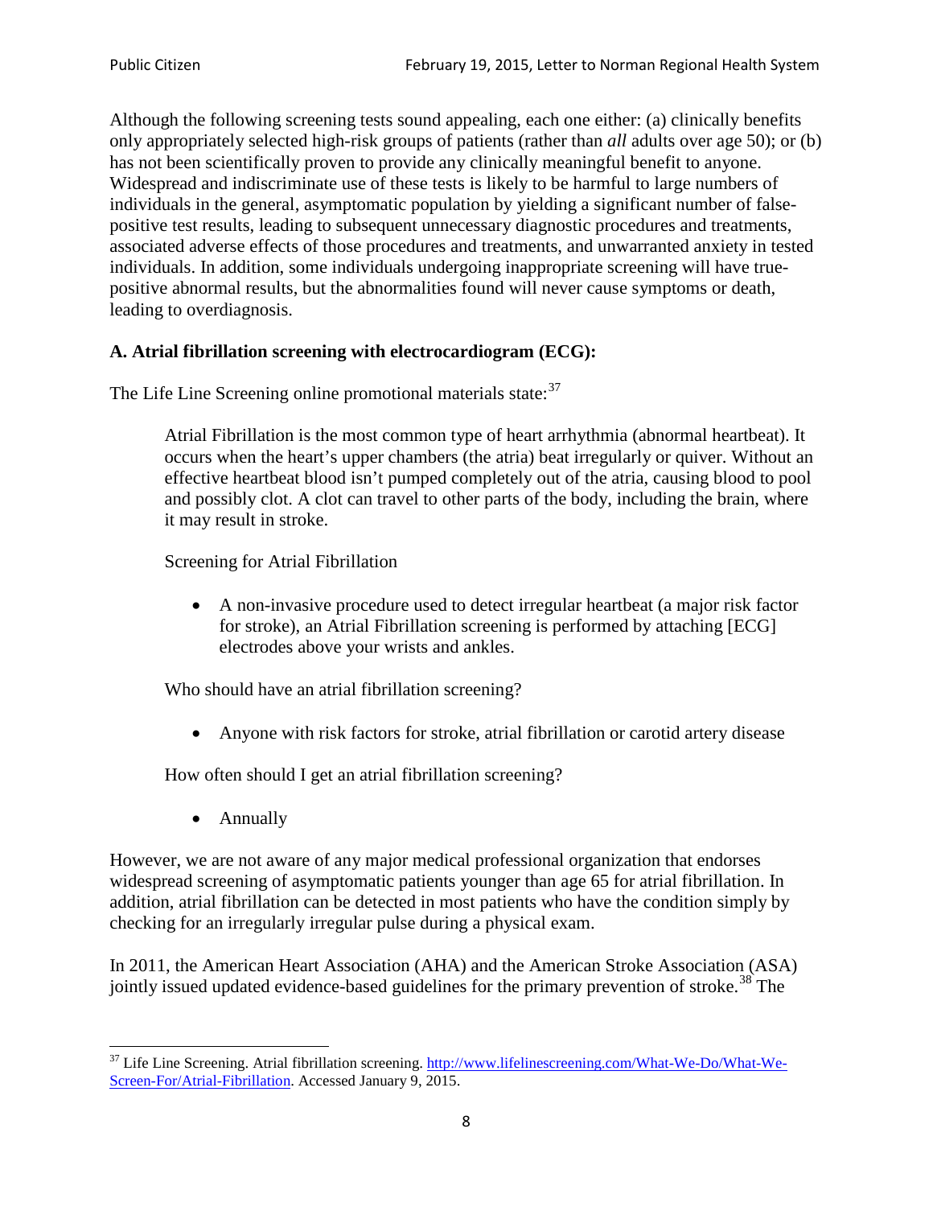Although the following screening tests sound appealing, each one either: (a) clinically benefits only appropriately selected high-risk groups of patients (rather than *all* adults over age 50); or (b) has not been scientifically proven to provide any clinically meaningful benefit to anyone. Widespread and indiscriminate use of these tests is likely to be harmful to large numbers of individuals in the general, asymptomatic population by yielding a significant number of false-positive test results, leading to subsequent unnecessary diagnostic procedures and treatments, associated adverse effects of those procedures and treatments, and unwarranted anxiety in tested individuals. In addition, some individuals undergoing inappropriate screening will have true-positive abnormal results, but the abnormalities found will never cause symptoms or death, leading to overdiagnosis.

**A. Atrial fibrillation screening with electrocardiogram (ECG):**

The Life Line Screening online promotional materials state:[37]

> Atrial Fibrillation is the most common type of heart arrhythmia (abnormal heartbeat). It occurs when the heart's upper chambers (the atria) beat irregularly or quiver. Without an effective heartbeat blood isn't pumped completely out of the atria, causing blood to pool and possibly clot. A clot can travel to other parts of the body, including the brain, where it may result in stroke.
>
> Screening for Atrial Fibrillation
>
> - A non-invasive procedure used to detect irregular heartbeat (a major risk factor for stroke), an Atrial Fibrillation screening is performed by attaching [ECG] electrodes above your wrists and ankles.
>
> Who should have an atrial fibrillation screening?
>
> - Anyone with risk factors for stroke, atrial fibrillation or carotid artery disease
>
> How often should I get an atrial fibrillation screening?
>
> - Annually

However, we are not aware of any major medical professional organization that endorses widespread screening of asymptomatic patients younger than age 65 for atrial fibrillation. In addition, atrial fibrillation can be detected in most patients who have the condition simply by checking for an irregularly irregular pulse during a physical exam.

In 2011, the American Heart Association (AHA) and the American Stroke Association (ASA) jointly issued updated evidence-based guidelines for the primary prevention of stroke.[38] The

---

[37] Life Line Screening. Atrial fibrillation screening. http://www.lifelinescreening.com/What-We-Do/What-We-Screen-For/Atrial-Fibrillation. Accessed January 9, 2015.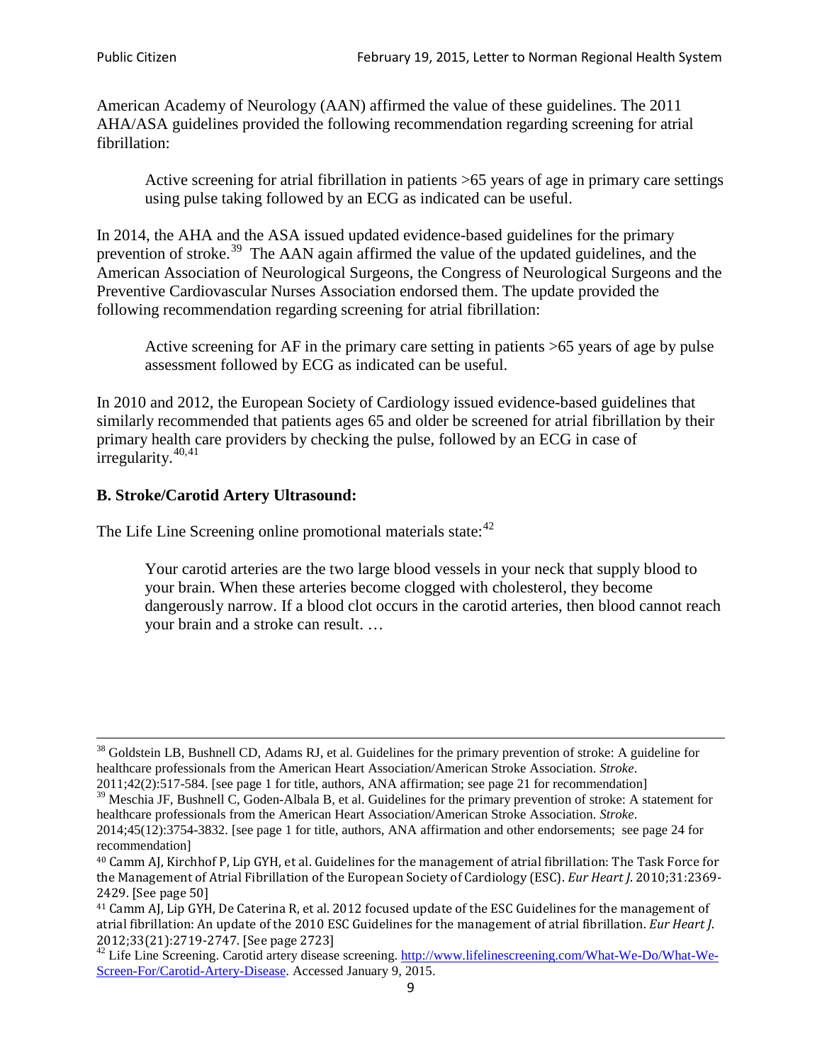American Academy of Neurology (AAN) affirmed the value of these guidelines. The 2011 AHA/ASA guidelines provided the following recommendation regarding screening for atrial fibrillation:

> Active screening for atrial fibrillation in patients >65 years of age in primary care settings using pulse taking followed by an ECG as indicated can be useful.

In 2014, the AHA and the ASA issued updated evidence-based guidelines for the primary prevention of stroke.[39] The AAN again affirmed the value of the updated guidelines, and the American Association of Neurological Surgeons, the Congress of Neurological Surgeons and the Preventive Cardiovascular Nurses Association endorsed them. The update provided the following recommendation regarding screening for atrial fibrillation:

> Active screening for AF in the primary care setting in patients >65 years of age by pulse assessment followed by ECG as indicated can be useful.

In 2010 and 2012, the European Society of Cardiology issued evidence-based guidelines that similarly recommended that patients ages 65 and older be screened for atrial fibrillation by their primary health care providers by checking the pulse, followed by an ECG in case of irregularity.[40,41]

### B. Stroke/Carotid Artery Ultrasound:

The Life Line Screening online promotional materials state:[42]

> Your carotid arteries are the two large blood vessels in your neck that supply blood to your brain. When these arteries become clogged with cholesterol, they become dangerously narrow. If a blood clot occurs in the carotid arteries, then blood cannot reach your brain and a stroke can result. …

---

[38] Goldstein LB, Bushnell CD, Adams RJ, et al. Guidelines for the primary prevention of stroke: A guideline for healthcare professionals from the American Heart Association/American Stroke Association. *Stroke*. 2011;42(2):517-584. [see page 1 for title, authors, ANA affirmation; see page 21 for recommendation]

[39] Meschia JF, Bushnell C, Goden-Albala B, et al. Guidelines for the primary prevention of stroke: A statement for healthcare professionals from the American Heart Association/American Stroke Association. *Stroke*. 2014;45(12):3754-3832. [see page 1 for title, authors, ANA affirmation and other endorsements; see page 24 for recommendation]

[40] Camm AJ, Kirchhof P, Lip GYH, et al. Guidelines for the management of atrial fibrillation: The Task Force for the Management of Atrial Fibrillation of the European Society of Cardiology (ESC). *Eur Heart J*. 2010;31:2369-2429. [See page 50]

[41] Camm AJ, Lip GYH, De Caterina R, et al. 2012 focused update of the ESC Guidelines for the management of atrial fibrillation: An update of the 2010 ESC Guidelines for the management of atrial fibrillation. *Eur Heart J*. 2012;33(21):2719-2747. [See page 2723]

[42] Life Line Screening. Carotid artery disease screening. http://www.lifelinescreening.com/What-We-Do/What-We-Screen-For/Carotid-Artery-Disease. Accessed January 9, 2015.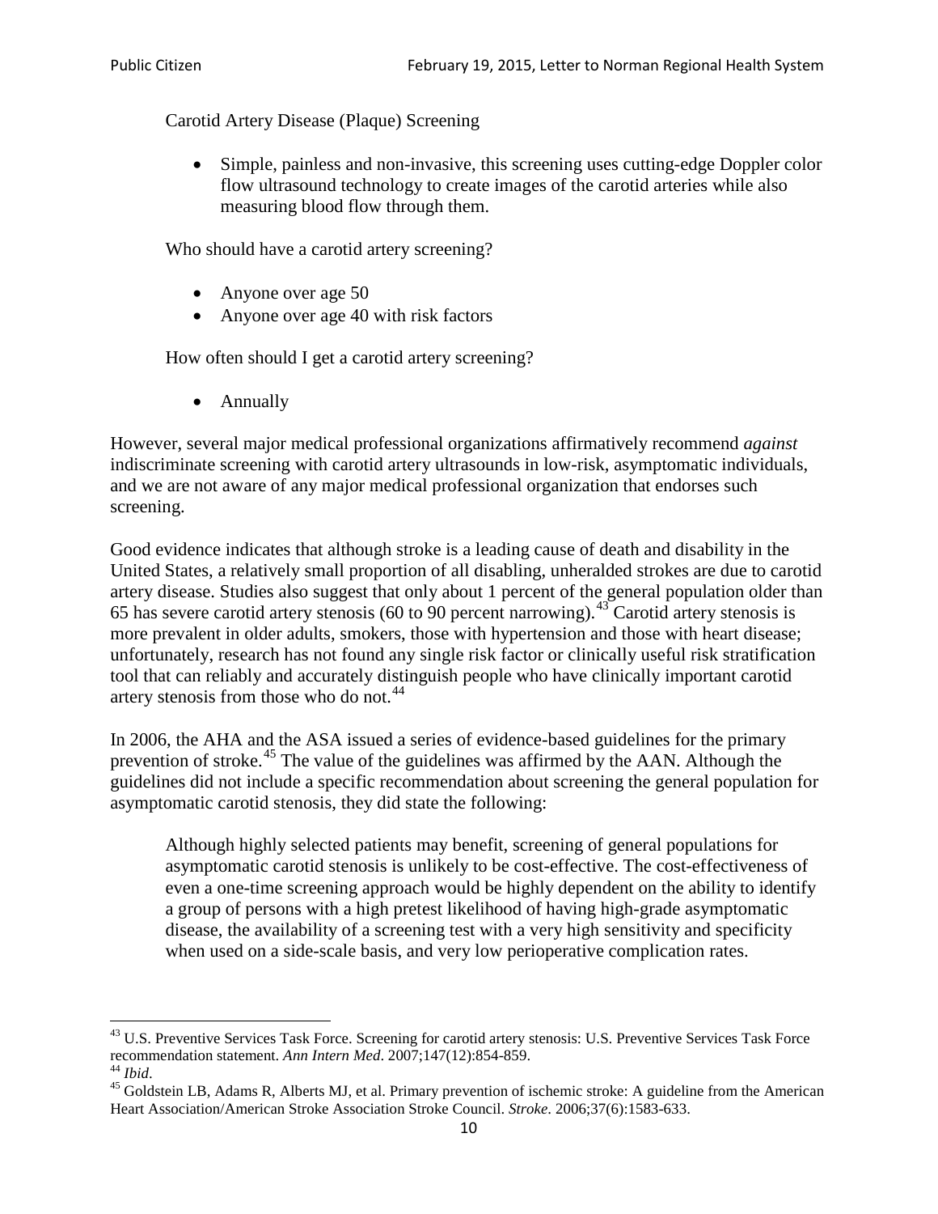Carotid Artery Disease (Plaque) Screening

- Simple, painless and non-invasive, this screening uses cutting-edge Doppler color flow ultrasound technology to create images of the carotid arteries while also measuring blood flow through them.

Who should have a carotid artery screening?

- Anyone over age 50
- Anyone over age 40 with risk factors

How often should I get a carotid artery screening?

- Annually

However, several major medical professional organizations affirmatively recommend *against* indiscriminate screening with carotid artery ultrasounds in low-risk, asymptomatic individuals, and we are not aware of any major medical professional organization that endorses such screening.

Good evidence indicates that although stroke is a leading cause of death and disability in the United States, a relatively small proportion of all disabling, unheralded strokes are due to carotid artery disease. Studies also suggest that only about 1 percent of the general population older than 65 has severe carotid artery stenosis (60 to 90 percent narrowing).[43] Carotid artery stenosis is more prevalent in older adults, smokers, those with hypertension and those with heart disease; unfortunately, research has not found any single risk factor or clinically useful risk stratification tool that can reliably and accurately distinguish people who have clinically important carotid artery stenosis from those who do not.[44]

In 2006, the AHA and the ASA issued a series of evidence-based guidelines for the primary prevention of stroke.[45] The value of the guidelines was affirmed by the AAN. Although the guidelines did not include a specific recommendation about screening the general population for asymptomatic carotid stenosis, they did state the following:

> Although highly selected patients may benefit, screening of general populations for asymptomatic carotid stenosis is unlikely to be cost-effective. The cost-effectiveness of even a one-time screening approach would be highly dependent on the ability to identify a group of persons with a high pretest likelihood of having high-grade asymptomatic disease, the availability of a screening test with a very high sensitivity and specificity when used on a side-scale basis, and very low perioperative complication rates.

---

[43] U.S. Preventive Services Task Force. Screening for carotid artery stenosis: U.S. Preventive Services Task Force recommendation statement. *Ann Intern Med*. 2007;147(12):854-859.

[44] *Ibid*.

[45] Goldstein LB, Adams R, Alberts MJ, et al. Primary prevention of ischemic stroke: A guideline from the American Heart Association/American Stroke Association Stroke Council. *Stroke*. 2006;37(6):1583-633.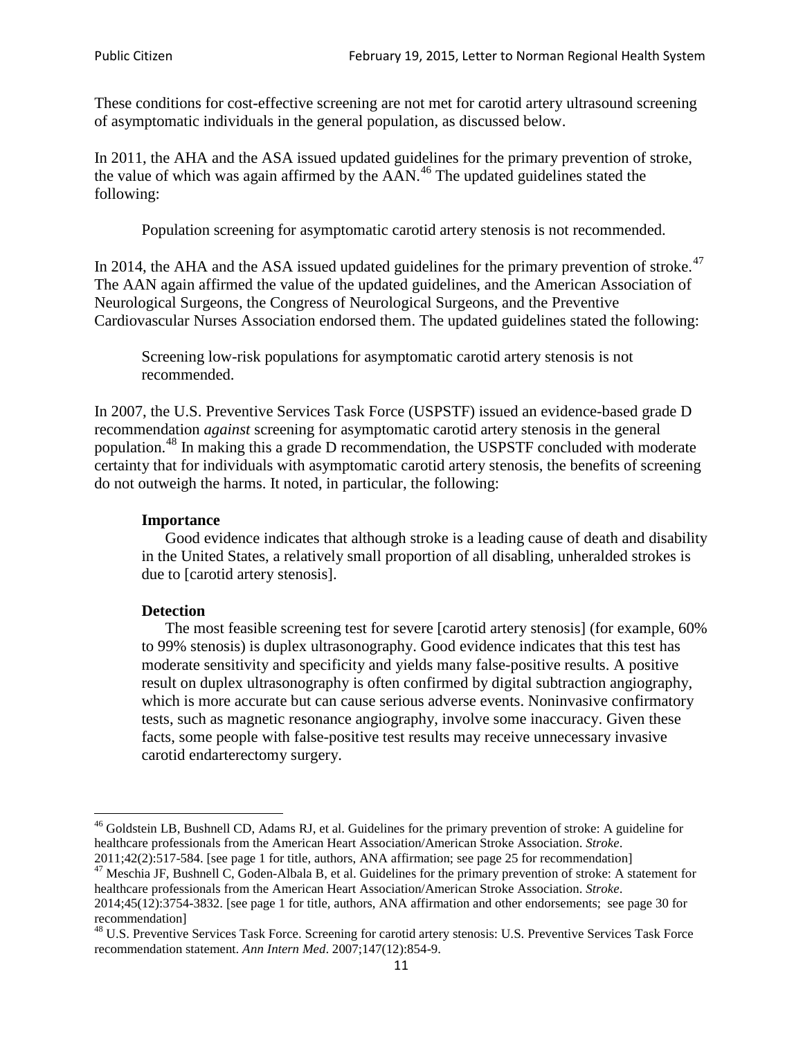These conditions for cost-effective screening are not met for carotid artery ultrasound screening of asymptomatic individuals in the general population, as discussed below.

In 2011, the AHA and the ASA issued updated guidelines for the primary prevention of stroke, the value of which was again affirmed by the AAN.[46] The updated guidelines stated the following:

> Population screening for asymptomatic carotid artery stenosis is not recommended.

In 2014, the AHA and the ASA issued updated guidelines for the primary prevention of stroke.[47] The AAN again affirmed the value of the updated guidelines, and the American Association of Neurological Surgeons, the Congress of Neurological Surgeons, and the Preventive Cardiovascular Nurses Association endorsed them. The updated guidelines stated the following:

> Screening low-risk populations for asymptomatic carotid artery stenosis is not recommended.

In 2007, the U.S. Preventive Services Task Force (USPSTF) issued an evidence-based grade D recommendation *against* screening for asymptomatic carotid artery stenosis in the general population.[48] In making this a grade D recommendation, the USPSTF concluded with moderate certainty that for individuals with asymptomatic carotid artery stenosis, the benefits of screening do not outweigh the harms. It noted, in particular, the following:

> **Importance**
>
> Good evidence indicates that although stroke is a leading cause of death and disability in the United States, a relatively small proportion of all disabling, unheralded strokes is due to [carotid artery stenosis].
>
> **Detection**
>
> The most feasible screening test for severe [carotid artery stenosis] (for example, 60% to 99% stenosis) is duplex ultrasonography. Good evidence indicates that this test has moderate sensitivity and specificity and yields many false-positive results. A positive result on duplex ultrasonography is often confirmed by digital subtraction angiography, which is more accurate but can cause serious adverse events. Noninvasive confirmatory tests, such as magnetic resonance angiography, involve some inaccuracy. Given these facts, some people with false-positive test results may receive unnecessary invasive carotid endarterectomy surgery.

---

[46] Goldstein LB, Bushnell CD, Adams RJ, et al. Guidelines for the primary prevention of stroke: A guideline for healthcare professionals from the American Heart Association/American Stroke Association. *Stroke*. 2011;42(2):517-584. [see page 1 for title, authors, ANA affirmation; see page 25 for recommendation]

[47] Meschia JF, Bushnell C, Goden-Albala B, et al. Guidelines for the primary prevention of stroke: A statement for healthcare professionals from the American Heart Association/American Stroke Association. *Stroke*. 2014;45(12):3754-3832. [see page 1 for title, authors, ANA affirmation and other endorsements; see page 30 for recommendation]

[48] U.S. Preventive Services Task Force. Screening for carotid artery stenosis: U.S. Preventive Services Task Force recommendation statement. *Ann Intern Med*. 2007;147(12):854-9.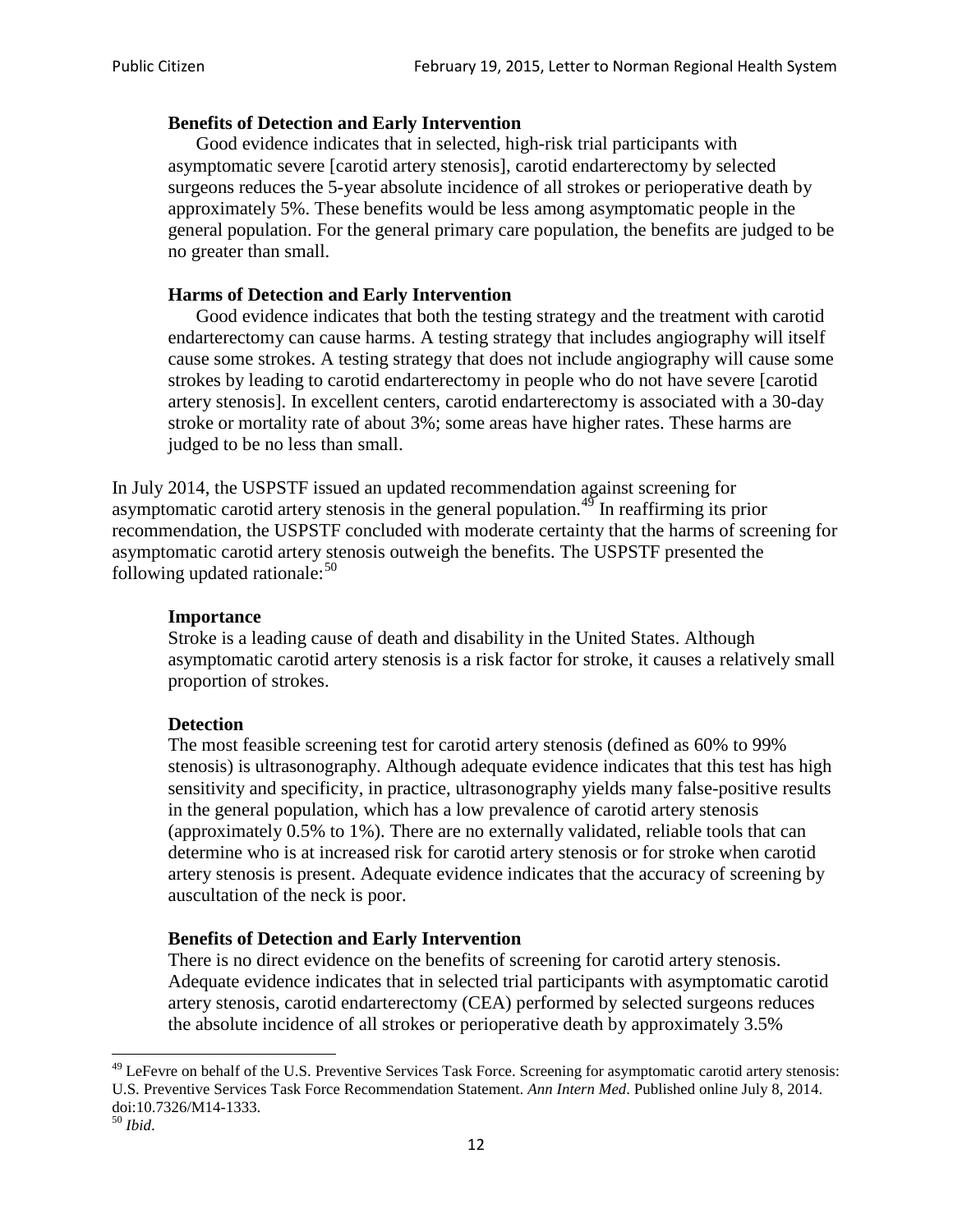> **Benefits of Detection and Early Intervention**
> Good evidence indicates that in selected, high-risk trial participants with asymptomatic severe [carotid artery stenosis], carotid endarterectomy by selected surgeons reduces the 5-year absolute incidence of all strokes or perioperative death by approximately 5%. These benefits would be less among asymptomatic people in the general population. For the general primary care population, the benefits are judged to be no greater than small.
>
> **Harms of Detection and Early Intervention**
> Good evidence indicates that both the testing strategy and the treatment with carotid endarterectomy can cause harms. A testing strategy that includes angiography will itself cause some strokes. A testing strategy that does not include angiography will cause some strokes by leading to carotid endarterectomy in people who do not have severe [carotid artery stenosis]. In excellent centers, carotid endarterectomy is associated with a 30-day stroke or mortality rate of about 3%; some areas have higher rates. These harms are judged to be no less than small.

In July 2014, the USPSTF issued an updated recommendation against screening for asymptomatic carotid artery stenosis in the general population.[49] In reaffirming its prior recommendation, the USPSTF concluded with moderate certainty that the harms of screening for asymptomatic carotid artery stenosis outweigh the benefits. The USPSTF presented the following updated rationale:[50]

> **Importance**
> Stroke is a leading cause of death and disability in the United States. Although asymptomatic carotid artery stenosis is a risk factor for stroke, it causes a relatively small proportion of strokes.
>
> **Detection**
> The most feasible screening test for carotid artery stenosis (defined as 60% to 99% stenosis) is ultrasonography. Although adequate evidence indicates that this test has high sensitivity and specificity, in practice, ultrasonography yields many false-positive results in the general population, which has a low prevalence of carotid artery stenosis (approximately 0.5% to 1%). There are no externally validated, reliable tools that can determine who is at increased risk for carotid artery stenosis or for stroke when carotid artery stenosis is present. Adequate evidence indicates that the accuracy of screening by auscultation of the neck is poor.
>
> **Benefits of Detection and Early Intervention**
> There is no direct evidence on the benefits of screening for carotid artery stenosis. Adequate evidence indicates that in selected trial participants with asymptomatic carotid artery stenosis, carotid endarterectomy (CEA) performed by selected surgeons reduces the absolute incidence of all strokes or perioperative death by approximately 3.5%

---

[49] LeFevre on behalf of the U.S. Preventive Services Task Force. Screening for asymptomatic carotid artery stenosis: U.S. Preventive Services Task Force Recommendation Statement. *Ann Intern Med*. Published online July 8, 2014. doi:10.7326/M14-1333.

[50] *Ibid*.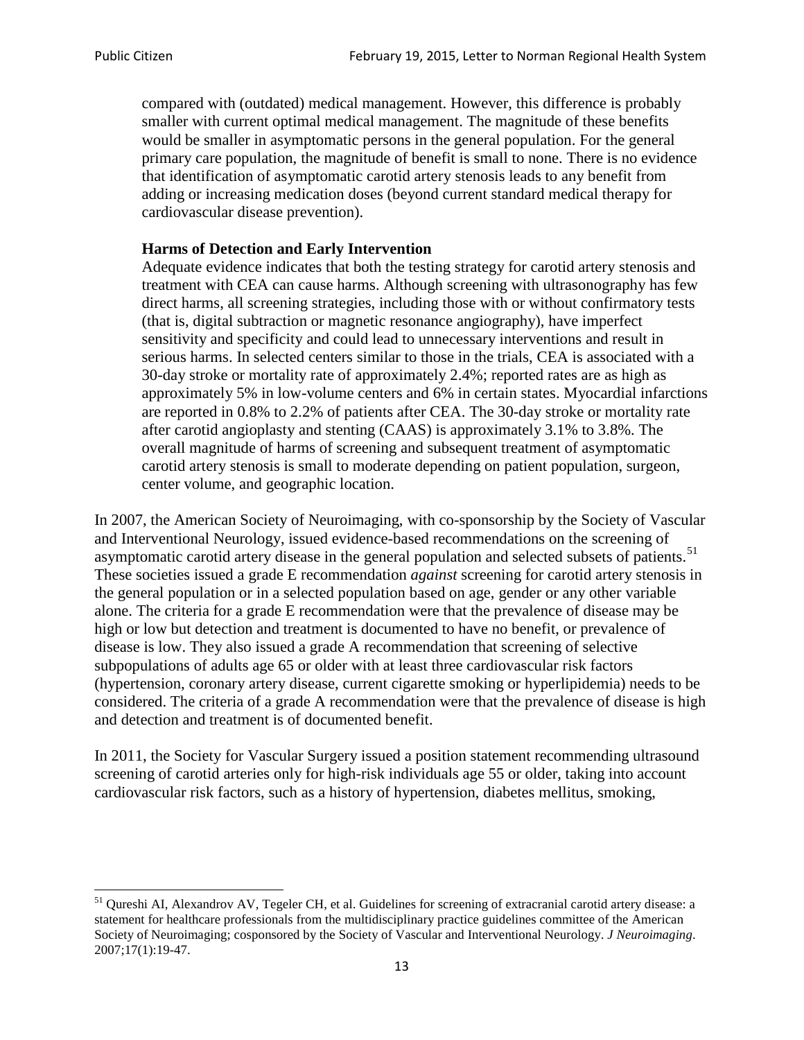> compared with (outdated) medical management. However, this difference is probably smaller with current optimal medical management. The magnitude of these benefits would be smaller in asymptomatic persons in the general population. For the general primary care population, the magnitude of benefit is small to none. There is no evidence that identification of asymptomatic carotid artery stenosis leads to any benefit from adding or increasing medication doses (beyond current standard medical therapy for cardiovascular disease prevention).
>
> **Harms of Detection and Early Intervention**
> Adequate evidence indicates that both the testing strategy for carotid artery stenosis and treatment with CEA can cause harms. Although screening with ultrasonography has few direct harms, all screening strategies, including those with or without confirmatory tests (that is, digital subtraction or magnetic resonance angiography), have imperfect sensitivity and specificity and could lead to unnecessary interventions and result in serious harms. In selected centers similar to those in the trials, CEA is associated with a 30-day stroke or mortality rate of approximately 2.4%; reported rates are as high as approximately 5% in low-volume centers and 6% in certain states. Myocardial infarctions are reported in 0.8% to 2.2% of patients after CEA. The 30-day stroke or mortality rate after carotid angioplasty and stenting (CAAS) is approximately 3.1% to 3.8%. The overall magnitude of harms of screening and subsequent treatment of asymptomatic carotid artery stenosis is small to moderate depending on patient population, surgeon, center volume, and geographic location.

In 2007, the American Society of Neuroimaging, with co-sponsorship by the Society of Vascular and Interventional Neurology, issued evidence-based recommendations on the screening of asymptomatic carotid artery disease in the general population and selected subsets of patients.[51] These societies issued a grade E recommendation *against* screening for carotid artery stenosis in the general population or in a selected population based on age, gender or any other variable alone. The criteria for a grade E recommendation were that the prevalence of disease may be high or low but detection and treatment is documented to have no benefit, or prevalence of disease is low. They also issued a grade A recommendation that screening of selective subpopulations of adults age 65 or older with at least three cardiovascular risk factors (hypertension, coronary artery disease, current cigarette smoking or hyperlipidemia) needs to be considered. The criteria of a grade A recommendation were that the prevalence of disease is high and detection and treatment is of documented benefit.

In 2011, the Society for Vascular Surgery issued a position statement recommending ultrasound screening of carotid arteries only for high-risk individuals age 55 or older, taking into account cardiovascular risk factors, such as a history of hypertension, diabetes mellitus, smoking,

---

[51] Qureshi AI, Alexandrov AV, Tegeler CH, et al. Guidelines for screening of extracranial carotid artery disease: a statement for healthcare professionals from the multidisciplinary practice guidelines committee of the American Society of Neuroimaging; cosponsored by the Society of Vascular and Interventional Neurology. *J Neuroimaging*. 2007;17(1):19-47.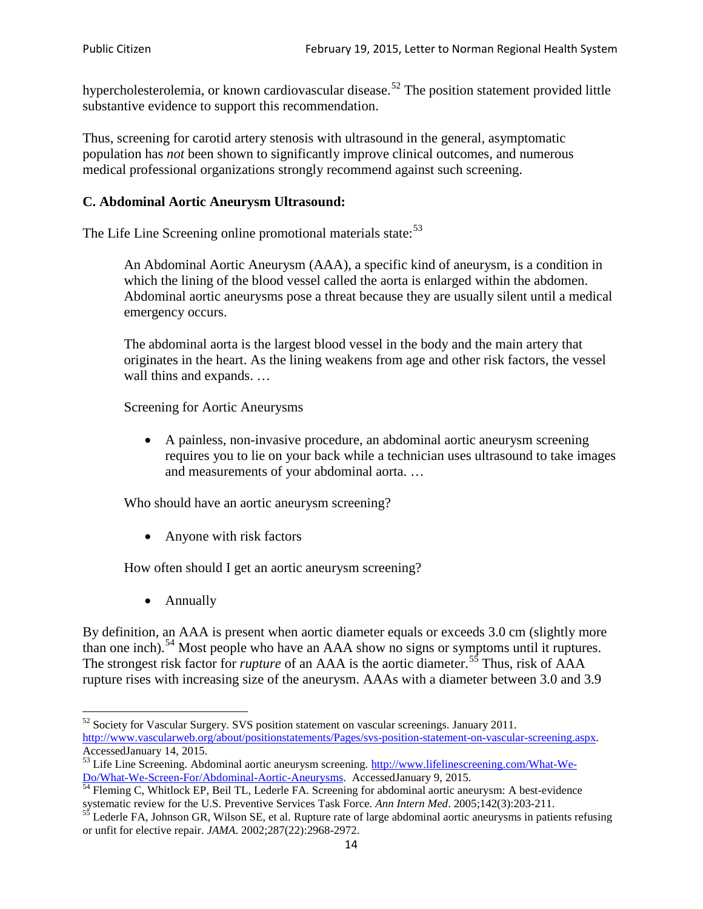hypercholesterolemia, or known cardiovascular disease.[52] The position statement provided little substantive evidence to support this recommendation.

Thus, screening for carotid artery stenosis with ultrasound in the general, asymptomatic population has *not* been shown to significantly improve clinical outcomes, and numerous medical professional organizations strongly recommend against such screening.

### C. Abdominal Aortic Aneurysm Ultrasound:

The Life Line Screening online promotional materials state:[53]

> An Abdominal Aortic Aneurysm (AAA), a specific kind of aneurysm, is a condition in which the lining of the blood vessel called the aorta is enlarged within the abdomen. Abdominal aortic aneurysms pose a threat because they are usually silent until a medical emergency occurs.
>
> The abdominal aorta is the largest blood vessel in the body and the main artery that originates in the heart. As the lining weakens from age and other risk factors, the vessel wall thins and expands. …
>
> Screening for Aortic Aneurysms
>
> - A painless, non-invasive procedure, an abdominal aortic aneurysm screening requires you to lie on your back while a technician uses ultrasound to take images and measurements of your abdominal aorta. …
>
> Who should have an aortic aneurysm screening?
>
> - Anyone with risk factors
>
> How often should I get an aortic aneurysm screening?
>
> - Annually

By definition, an AAA is present when aortic diameter equals or exceeds 3.0 cm (slightly more than one inch).[54] Most people who have an AAA show no signs or symptoms until it ruptures. The strongest risk factor for *rupture* of an AAA is the aortic diameter.[55] Thus, risk of AAA rupture rises with increasing size of the aneurysm. AAAs with a diameter between 3.0 and 3.9

---

[52] Society for Vascular Surgery. SVS position statement on vascular screenings. January 2011. http://www.vascularweb.org/about/positionstatements/Pages/svs-position-statement-on-vascular-screening.aspx. AccessedJanuary 14, 2015.

[53] Life Line Screening. Abdominal aortic aneurysm screening. http://www.lifelinescreening.com/What-We-Do/What-We-Screen-For/Abdominal-Aortic-Aneurysms. AccessedJanuary 9, 2015.

[54] Fleming C, Whitlock EP, Beil TL, Lederle FA. Screening for abdominal aortic aneurysm: A best-evidence systematic review for the U.S. Preventive Services Task Force. *Ann Intern Med*. 2005;142(3):203-211.

[55] Lederle FA, Johnson GR, Wilson SE, et al. Rupture rate of large abdominal aortic aneurysms in patients refusing or unfit for elective repair. *JAMA*. 2002;287(22):2968-2972.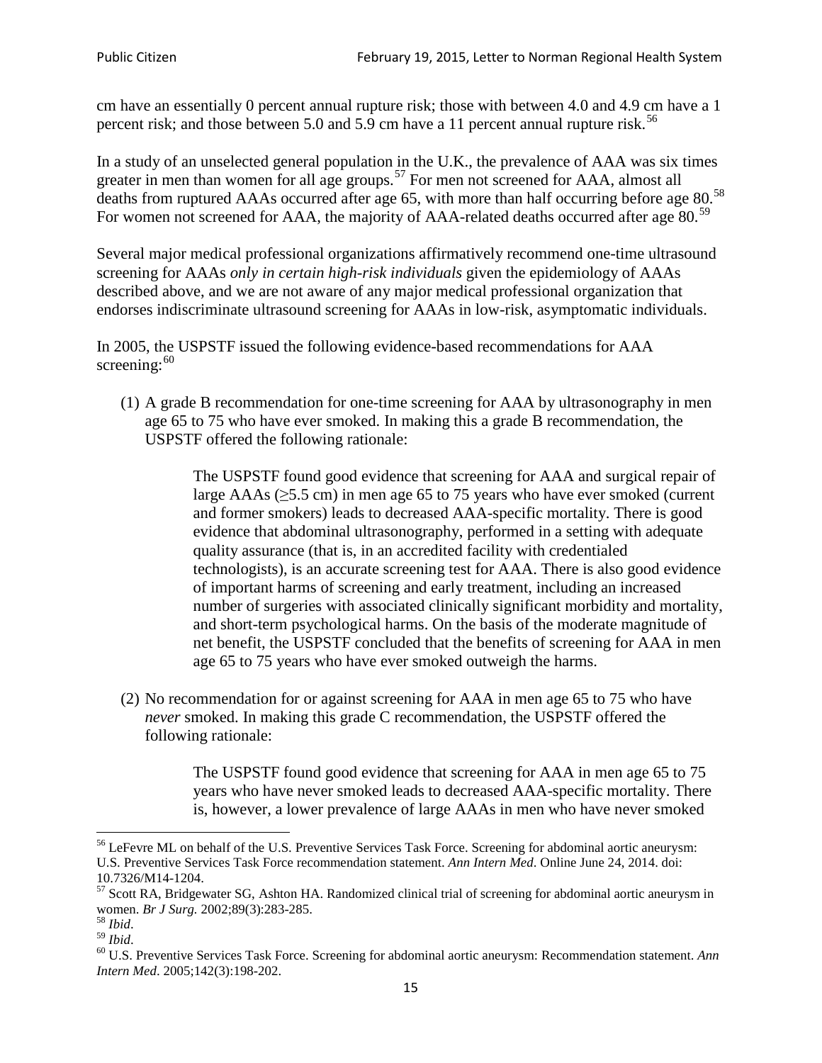cm have an essentially 0 percent annual rupture risk; those with between 4.0 and 4.9 cm have a 1 percent risk; and those between 5.0 and 5.9 cm have a 11 percent annual rupture risk.[56]

In a study of an unselected general population in the U.K., the prevalence of AAA was six times greater in men than women for all age groups.[57] For men not screened for AAA, almost all deaths from ruptured AAAs occurred after age 65, with more than half occurring before age 80.[58] For women not screened for AAA, the majority of AAA-related deaths occurred after age 80.[59]

Several major medical professional organizations affirmatively recommend one-time ultrasound screening for AAAs *only in certain high-risk individuals* given the epidemiology of AAAs described above, and we are not aware of any major medical professional organization that endorses indiscriminate ultrasound screening for AAAs in low-risk, asymptomatic individuals.

In 2005, the USPSTF issued the following evidence-based recommendations for AAA screening:[60]

(1) A grade B recommendation for one-time screening for AAA by ultrasonography in men age 65 to 75 who have ever smoked. In making this a grade B recommendation, the USPSTF offered the following rationale:

> The USPSTF found good evidence that screening for AAA and surgical repair of large AAAs (≥5.5 cm) in men age 65 to 75 years who have ever smoked (current and former smokers) leads to decreased AAA-specific mortality. There is good evidence that abdominal ultrasonography, performed in a setting with adequate quality assurance (that is, in an accredited facility with credentialed technologists), is an accurate screening test for AAA. There is also good evidence of important harms of screening and early treatment, including an increased number of surgeries with associated clinically significant morbidity and mortality, and short-term psychological harms. On the basis of the moderate magnitude of net benefit, the USPSTF concluded that the benefits of screening for AAA in men age 65 to 75 years who have ever smoked outweigh the harms.

(2) No recommendation for or against screening for AAA in men age 65 to 75 who have *never* smoked. In making this grade C recommendation, the USPSTF offered the following rationale:

> The USPSTF found good evidence that screening for AAA in men age 65 to 75 years who have never smoked leads to decreased AAA-specific mortality. There is, however, a lower prevalence of large AAAs in men who have never smoked

---

[56] LeFevre ML on behalf of the U.S. Preventive Services Task Force. Screening for abdominal aortic aneurysm: U.S. Preventive Services Task Force recommendation statement. *Ann Intern Med*. Online June 24, 2014. doi: 10.7326/M14-1204.

[57] Scott RA, Bridgewater SG, Ashton HA. Randomized clinical trial of screening for abdominal aortic aneurysm in women. *Br J Surg.* 2002;89(3):283-285.

[58] *Ibid*.

[59] *Ibid*.

[60] U.S. Preventive Services Task Force. Screening for abdominal aortic aneurysm: Recommendation statement. *Ann Intern Med*. 2005;142(3):198-202.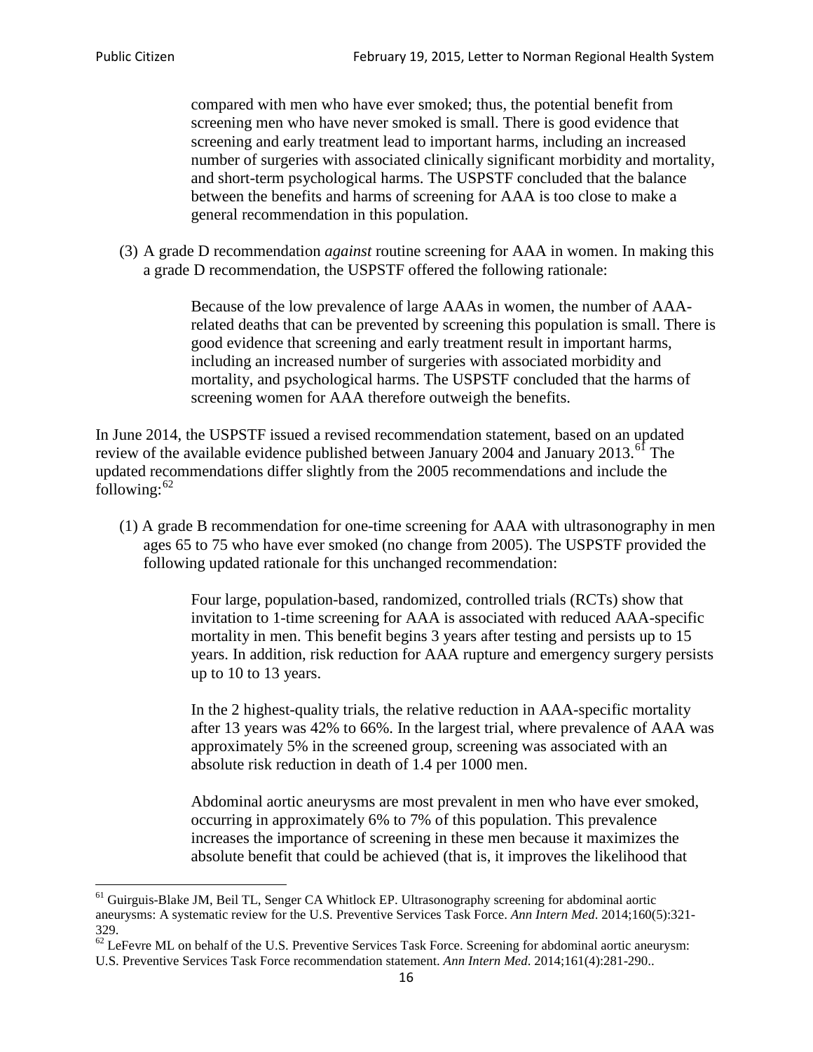> compared with men who have ever smoked; thus, the potential benefit from screening men who have never smoked is small. There is good evidence that screening and early treatment lead to important harms, including an increased number of surgeries with associated clinically significant morbidity and mortality, and short-term psychological harms. The USPSTF concluded that the balance between the benefits and harms of screening for AAA is too close to make a general recommendation in this population.

(3) A grade D recommendation *against* routine screening for AAA in women. In making this a grade D recommendation, the USPSTF offered the following rationale:

> Because of the low prevalence of large AAAs in women, the number of AAA-related deaths that can be prevented by screening this population is small. There is good evidence that screening and early treatment result in important harms, including an increased number of surgeries with associated morbidity and mortality, and psychological harms. The USPSTF concluded that the harms of screening women for AAA therefore outweigh the benefits.

In June 2014, the USPSTF issued a revised recommendation statement, based on an updated review of the available evidence published between January 2004 and January 2013.[61] The updated recommendations differ slightly from the 2005 recommendations and include the following:[62]

(1) A grade B recommendation for one-time screening for AAA with ultrasonography in men ages 65 to 75 who have ever smoked (no change from 2005). The USPSTF provided the following updated rationale for this unchanged recommendation:

> Four large, population-based, randomized, controlled trials (RCTs) show that invitation to 1-time screening for AAA is associated with reduced AAA-specific mortality in men. This benefit begins 3 years after testing and persists up to 15 years. In addition, risk reduction for AAA rupture and emergency surgery persists up to 10 to 13 years.
>
> In the 2 highest-quality trials, the relative reduction in AAA-specific mortality after 13 years was 42% to 66%. In the largest trial, where prevalence of AAA was approximately 5% in the screened group, screening was associated with an absolute risk reduction in death of 1.4 per 1000 men.
>
> Abdominal aortic aneurysms are most prevalent in men who have ever smoked, occurring in approximately 6% to 7% of this population. This prevalence increases the importance of screening in these men because it maximizes the absolute benefit that could be achieved (that is, it improves the likelihood that

[61] Guirguis-Blake JM, Beil TL, Senger CA Whitlock EP. Ultrasonography screening for abdominal aortic aneurysms: A systematic review for the U.S. Preventive Services Task Force. *Ann Intern Med*. 2014;160(5):321-329.

[62] LeFevre ML on behalf of the U.S. Preventive Services Task Force. Screening for abdominal aortic aneurysm: U.S. Preventive Services Task Force recommendation statement. *Ann Intern Med*. 2014;161(4):281-290..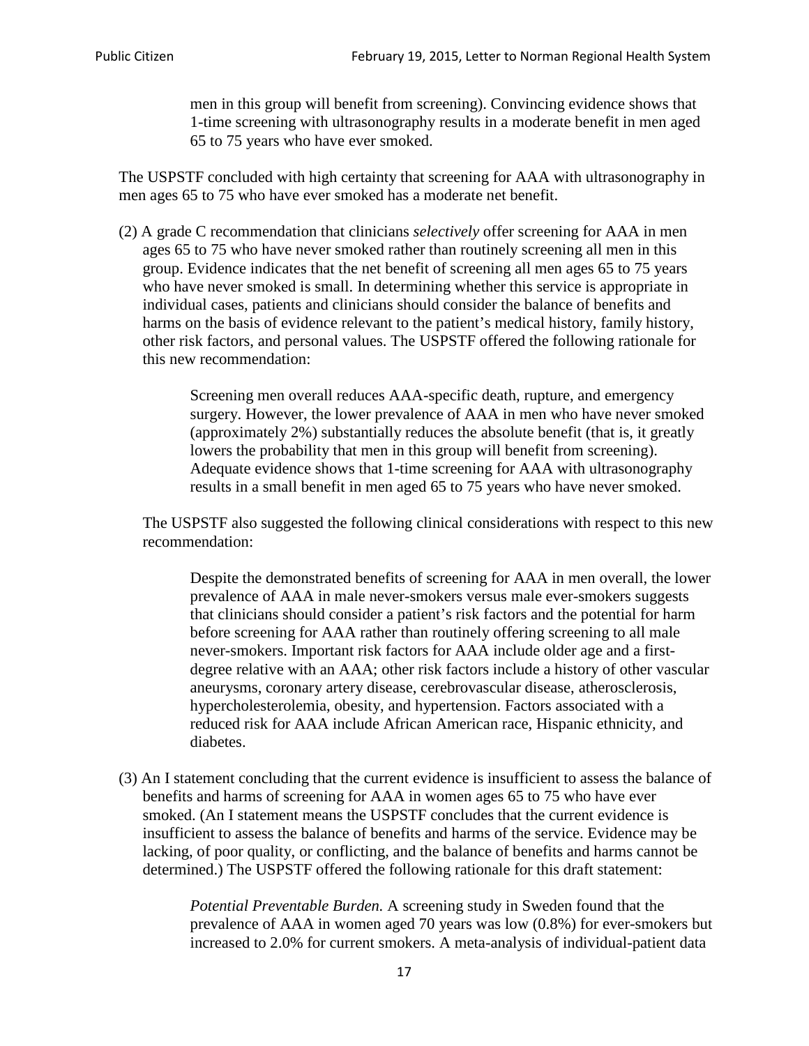> men in this group will benefit from screening). Convincing evidence shows that 1-time screening with ultrasonography results in a moderate benefit in men aged 65 to 75 years who have ever smoked.

The USPSTF concluded with high certainty that screening for AAA with ultrasonography in men ages 65 to 75 who have ever smoked has a moderate net benefit.

(2) A grade C recommendation that clinicians *selectively* offer screening for AAA in men ages 65 to 75 who have never smoked rather than routinely screening all men in this group. Evidence indicates that the net benefit of screening all men ages 65 to 75 years who have never smoked is small. In determining whether this service is appropriate in individual cases, patients and clinicians should consider the balance of benefits and harms on the basis of evidence relevant to the patient's medical history, family history, other risk factors, and personal values. The USPSTF offered the following rationale for this new recommendation:

> Screening men overall reduces AAA-specific death, rupture, and emergency surgery. However, the lower prevalence of AAA in men who have never smoked (approximately 2%) substantially reduces the absolute benefit (that is, it greatly lowers the probability that men in this group will benefit from screening). Adequate evidence shows that 1-time screening for AAA with ultrasonography results in a small benefit in men aged 65 to 75 years who have never smoked.

The USPSTF also suggested the following clinical considerations with respect to this new recommendation:

> Despite the demonstrated benefits of screening for AAA in men overall, the lower prevalence of AAA in male never-smokers versus male ever-smokers suggests that clinicians should consider a patient's risk factors and the potential for harm before screening for AAA rather than routinely offering screening to all male never-smokers. Important risk factors for AAA include older age and a first-degree relative with an AAA; other risk factors include a history of other vascular aneurysms, coronary artery disease, cerebrovascular disease, atherosclerosis, hypercholesterolemia, obesity, and hypertension. Factors associated with a reduced risk for AAA include African American race, Hispanic ethnicity, and diabetes.

(3) An I statement concluding that the current evidence is insufficient to assess the balance of benefits and harms of screening for AAA in women ages 65 to 75 who have ever smoked. (An I statement means the USPSTF concludes that the current evidence is insufficient to assess the balance of benefits and harms of the service. Evidence may be lacking, of poor quality, or conflicting, and the balance of benefits and harms cannot be determined.) The USPSTF offered the following rationale for this draft statement:

> *Potential Preventable Burden.* A screening study in Sweden found that the prevalence of AAA in women aged 70 years was low (0.8%) for ever-smokers but increased to 2.0% for current smokers. A meta-analysis of individual-patient data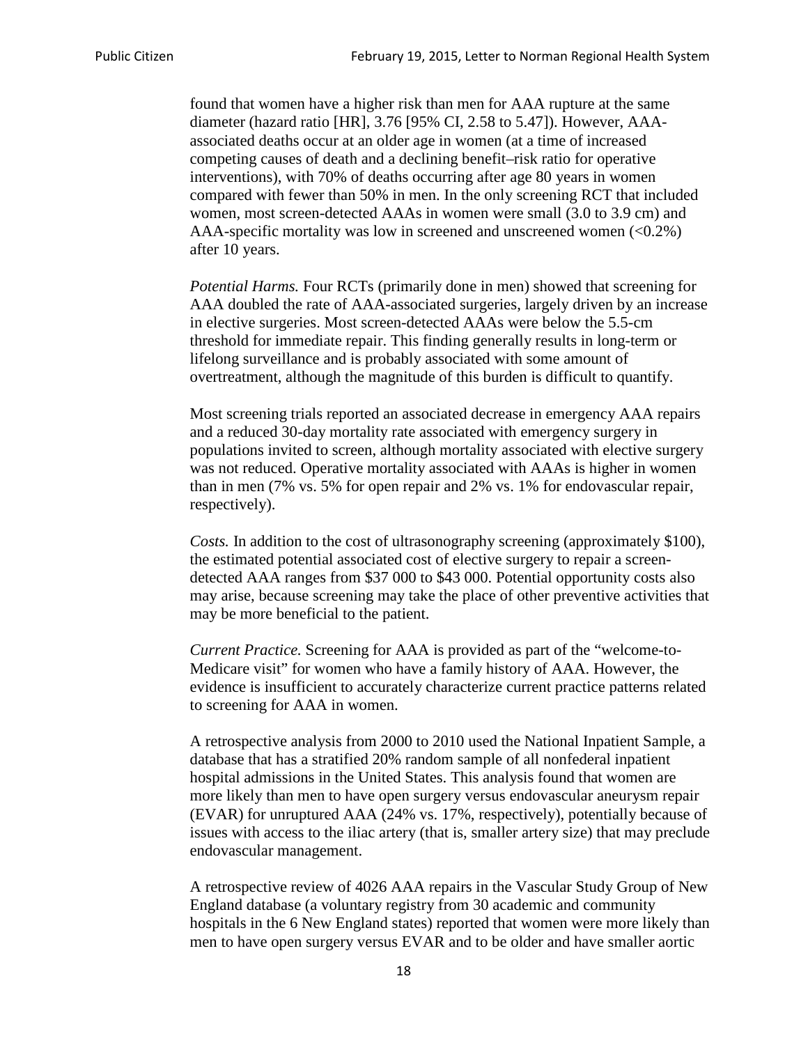found that women have a higher risk than men for AAA rupture at the same diameter (hazard ratio [HR], 3.76 [95% CI, 2.58 to 5.47]). However, AAA-associated deaths occur at an older age in women (at a time of increased competing causes of death and a declining benefit–risk ratio for operative interventions), with 70% of deaths occurring after age 80 years in women compared with fewer than 50% in men. In the only screening RCT that included women, most screen-detected AAAs in women were small (3.0 to 3.9 cm) and AAA-specific mortality was low in screened and unscreened women (<0.2%) after 10 years.

*Potential Harms.* Four RCTs (primarily done in men) showed that screening for AAA doubled the rate of AAA-associated surgeries, largely driven by an increase in elective surgeries. Most screen-detected AAAs were below the 5.5-cm threshold for immediate repair. This finding generally results in long-term or lifelong surveillance and is probably associated with some amount of overtreatment, although the magnitude of this burden is difficult to quantify.

Most screening trials reported an associated decrease in emergency AAA repairs and a reduced 30-day mortality rate associated with emergency surgery in populations invited to screen, although mortality associated with elective surgery was not reduced. Operative mortality associated with AAAs is higher in women than in men (7% vs. 5% for open repair and 2% vs. 1% for endovascular repair, respectively).

*Costs.* In addition to the cost of ultrasonography screening (approximately $100), the estimated potential associated cost of elective surgery to repair a screen-detected AAA ranges from $37 000 to $43 000. Potential opportunity costs also may arise, because screening may take the place of other preventive activities that may be more beneficial to the patient.

*Current Practice.* Screening for AAA is provided as part of the "welcome-to-Medicare visit" for women who have a family history of AAA. However, the evidence is insufficient to accurately characterize current practice patterns related to screening for AAA in women.

A retrospective analysis from 2000 to 2010 used the National Inpatient Sample, a database that has a stratified 20% random sample of all nonfederal inpatient hospital admissions in the United States. This analysis found that women are more likely than men to have open surgery versus endovascular aneurysm repair (EVAR) for unruptured AAA (24% vs. 17%, respectively), potentially because of issues with access to the iliac artery (that is, smaller artery size) that may preclude endovascular management.

A retrospective review of 4026 AAA repairs in the Vascular Study Group of New England database (a voluntary registry from 30 academic and community hospitals in the 6 New England states) reported that women were more likely than men to have open surgery versus EVAR and to be older and have smaller aortic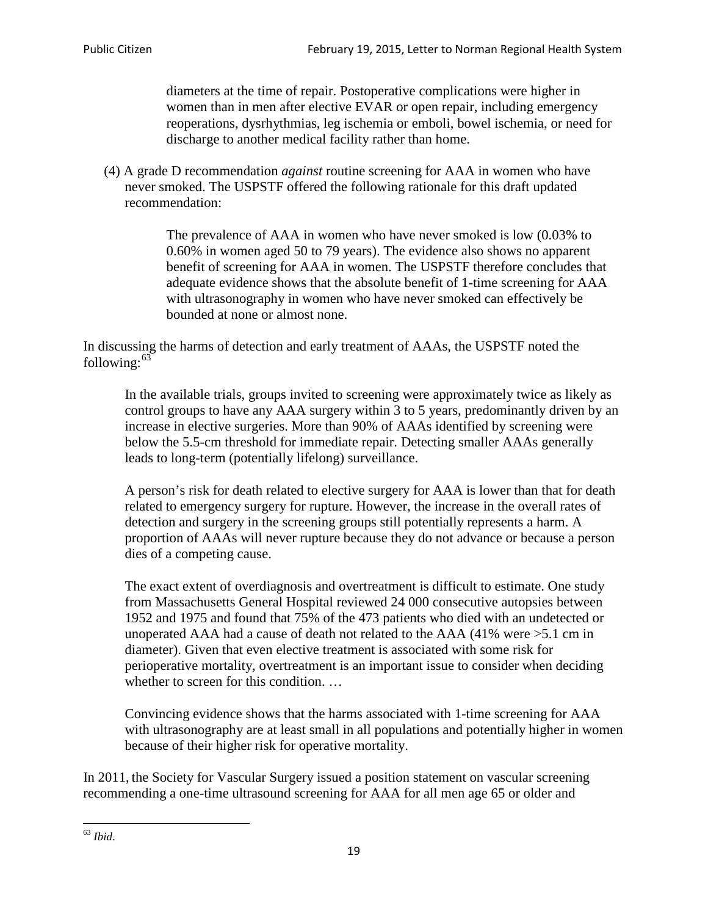> diameters at the time of repair. Postoperative complications were higher in women than in men after elective EVAR or open repair, including emergency reoperations, dysrhythmias, leg ischemia or emboli, bowel ischemia, or need for discharge to another medical facility rather than home.

(4) A grade D recommendation *against* routine screening for AAA in women who have never smoked. The USPSTF offered the following rationale for this draft updated recommendation:

> The prevalence of AAA in women who have never smoked is low (0.03% to 0.60% in women aged 50 to 79 years). The evidence also shows no apparent benefit of screening for AAA in women. The USPSTF therefore concludes that adequate evidence shows that the absolute benefit of 1-time screening for AAA with ultrasonography in women who have never smoked can effectively be bounded at none or almost none.

In discussing the harms of detection and early treatment of AAAs, the USPSTF noted the following:[63]

> In the available trials, groups invited to screening were approximately twice as likely as control groups to have any AAA surgery within 3 to 5 years, predominantly driven by an increase in elective surgeries. More than 90% of AAAs identified by screening were below the 5.5-cm threshold for immediate repair. Detecting smaller AAAs generally leads to long-term (potentially lifelong) surveillance.
>
> A person's risk for death related to elective surgery for AAA is lower than that for death related to emergency surgery for rupture. However, the increase in the overall rates of detection and surgery in the screening groups still potentially represents a harm. A proportion of AAAs will never rupture because they do not advance or because a person dies of a competing cause.
>
> The exact extent of overdiagnosis and overtreatment is difficult to estimate. One study from Massachusetts General Hospital reviewed 24 000 consecutive autopsies between 1952 and 1975 and found that 75% of the 473 patients who died with an undetected or unoperated AAA had a cause of death not related to the AAA (41% were >5.1 cm in diameter). Given that even elective treatment is associated with some risk for perioperative mortality, overtreatment is an important issue to consider when deciding whether to screen for this condition. …
>
> Convincing evidence shows that the harms associated with 1-time screening for AAA with ultrasonography are at least small in all populations and potentially higher in women because of their higher risk for operative mortality.

In 2011, the Society for Vascular Surgery issued a position statement on vascular screening recommending a one-time ultrasound screening for AAA for all men age 65 or older and

[63] *Ibid*.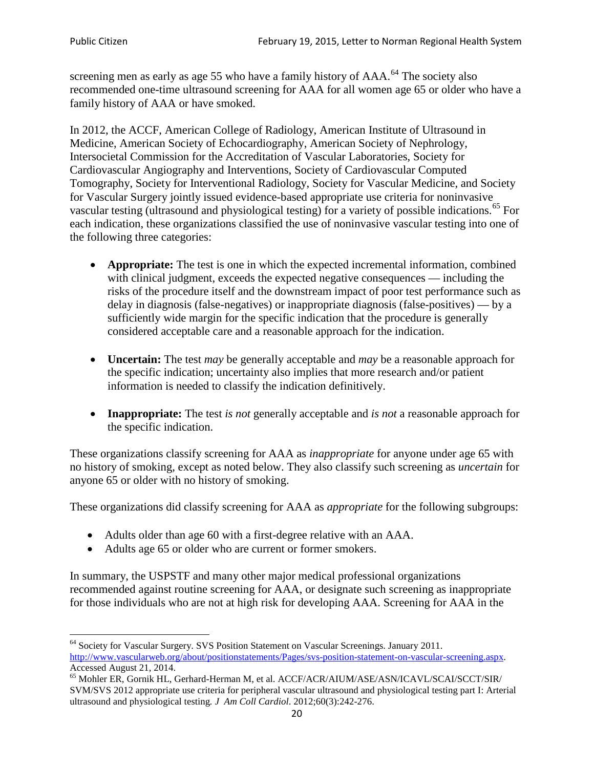screening men as early as age 55 who have a family history of AAA.[64] The society also recommended one-time ultrasound screening for AAA for all women age 65 or older who have a family history of AAA or have smoked.

In 2012, the ACCF, American College of Radiology, American Institute of Ultrasound in Medicine, American Society of Echocardiography, American Society of Nephrology, Intersocietal Commission for the Accreditation of Vascular Laboratories, Society for Cardiovascular Angiography and Interventions, Society of Cardiovascular Computed Tomography, Society for Interventional Radiology, Society for Vascular Medicine, and Society for Vascular Surgery jointly issued evidence-based appropriate use criteria for noninvasive vascular testing (ultrasound and physiological testing) for a variety of possible indications.[65] For each indication, these organizations classified the use of noninvasive vascular testing into one of the following three categories:

- **Appropriate:** The test is one in which the expected incremental information, combined with clinical judgment, exceeds the expected negative consequences — including the risks of the procedure itself and the downstream impact of poor test performance such as delay in diagnosis (false-negatives) or inappropriate diagnosis (false-positives) — by a sufficiently wide margin for the specific indication that the procedure is generally considered acceptable care and a reasonable approach for the indication.

- **Uncertain:** The test *may* be generally acceptable and *may* be a reasonable approach for the specific indication; uncertainty also implies that more research and/or patient information is needed to classify the indication definitively.

- **Inappropriate:** The test *is not* generally acceptable and *is not* a reasonable approach for the specific indication.

These organizations classify screening for AAA as *inappropriate* for anyone under age 65 with no history of smoking, except as noted below. They also classify such screening as *uncertain* for anyone 65 or older with no history of smoking.

These organizations did classify screening for AAA as *appropriate* for the following subgroups:

- Adults older than age 60 with a first-degree relative with an AAA.
- Adults age 65 or older who are current or former smokers.

In summary, the USPSTF and many other major medical professional organizations recommended against routine screening for AAA, or designate such screening as inappropriate for those individuals who are not at high risk for developing AAA. Screening for AAA in the

---

[64] Society for Vascular Surgery. SVS Position Statement on Vascular Screenings. January 2011. http://www.vascularweb.org/about/positionstatements/Pages/svs-position-statement-on-vascular-screening.aspx. Accessed August 21, 2014.

[65] Mohler ER, Gornik HL, Gerhard-Herman M, et al. ACCF/ACR/AIUM/ASE/ASN/ICAVL/SCAI/SCCT/SIR/SVM/SVS 2012 appropriate use criteria for peripheral vascular ultrasound and physiological testing part I: Arterial ultrasound and physiological testing. *J Am Coll Cardiol*. 2012;60(3):242-276.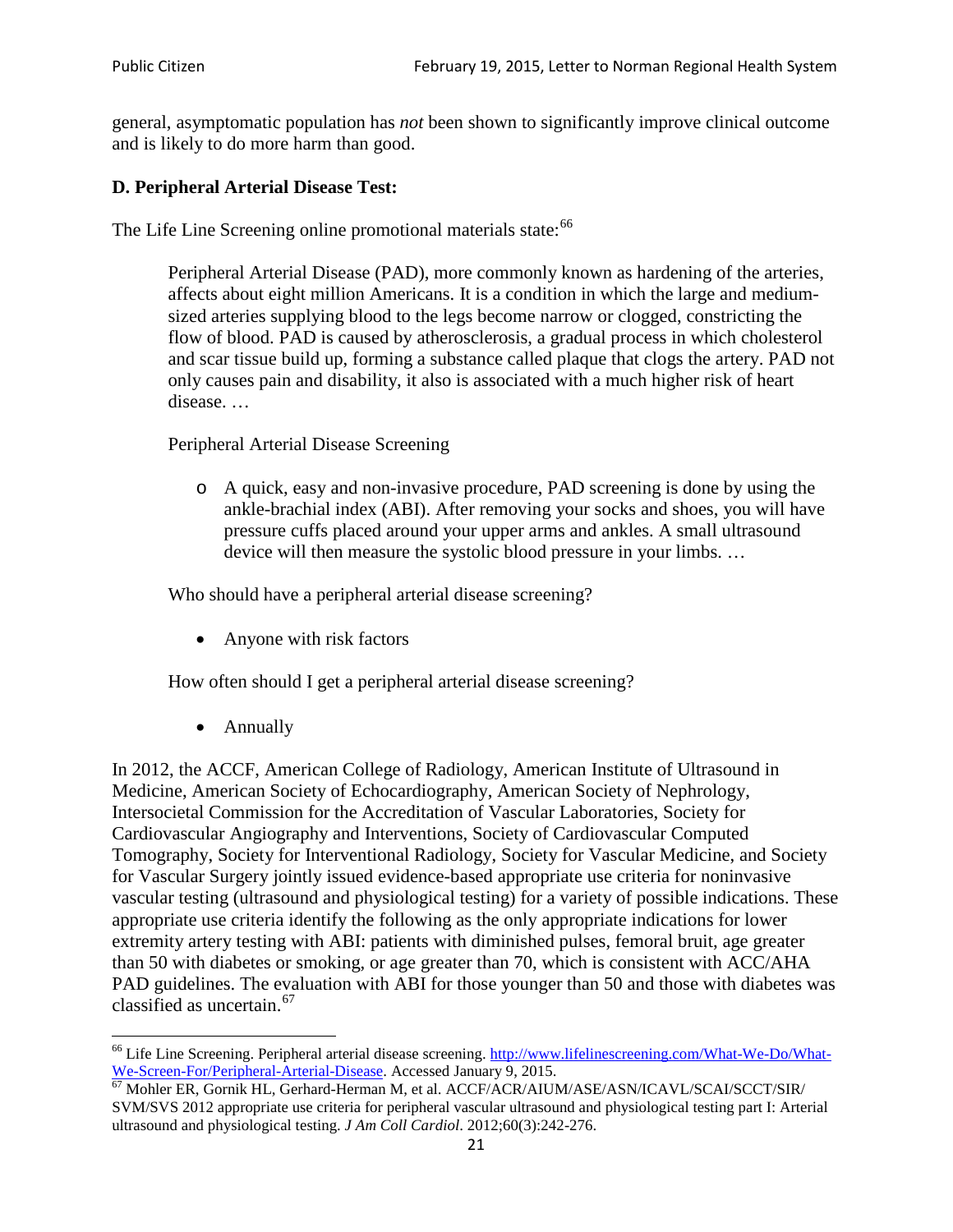general, asymptomatic population has *not* been shown to significantly improve clinical outcome and is likely to do more harm than good.

### D. Peripheral Arterial Disease Test:

The Life Line Screening online promotional materials state:[66]

> Peripheral Arterial Disease (PAD), more commonly known as hardening of the arteries, affects about eight million Americans. It is a condition in which the large and medium-sized arteries supplying blood to the legs become narrow or clogged, constricting the flow of blood. PAD is caused by atherosclerosis, a gradual process in which cholesterol and scar tissue build up, forming a substance called plaque that clogs the artery. PAD not only causes pain and disability, it also is associated with a much higher risk of heart disease. …
>
> Peripheral Arterial Disease Screening
>
> - A quick, easy and non-invasive procedure, PAD screening is done by using the ankle-brachial index (ABI). After removing your socks and shoes, you will have pressure cuffs placed around your upper arms and ankles. A small ultrasound device will then measure the systolic blood pressure in your limbs. …
>
> Who should have a peripheral arterial disease screening?
>
> - Anyone with risk factors
>
> How often should I get a peripheral arterial disease screening?
>
> - Annually

In 2012, the ACCF, American College of Radiology, American Institute of Ultrasound in Medicine, American Society of Echocardiography, American Society of Nephrology, Intersocietal Commission for the Accreditation of Vascular Laboratories, Society for Cardiovascular Angiography and Interventions, Society of Cardiovascular Computed Tomography, Society for Interventional Radiology, Society for Vascular Medicine, and Society for Vascular Surgery jointly issued evidence-based appropriate use criteria for noninvasive vascular testing (ultrasound and physiological testing) for a variety of possible indications. These appropriate use criteria identify the following as the only appropriate indications for lower extremity artery testing with ABI: patients with diminished pulses, femoral bruit, age greater than 50 with diabetes or smoking, or age greater than 70, which is consistent with ACC/AHA PAD guidelines. The evaluation with ABI for those younger than 50 and those with diabetes was classified as uncertain.[67]

---

[66] Life Line Screening. Peripheral arterial disease screening. http://www.lifelinescreening.com/What-We-Do/What-We-Screen-For/Peripheral-Arterial-Disease. Accessed January 9, 2015.

[67] Mohler ER, Gornik HL, Gerhard-Herman M, et al. ACCF/ACR/AIUM/ASE/ASN/ICAVL/SCAI/SCCT/SIR/SVM/SVS 2012 appropriate use criteria for peripheral vascular ultrasound and physiological testing part I: Arterial ultrasound and physiological testing. *J Am Coll Cardiol*. 2012;60(3):242-276.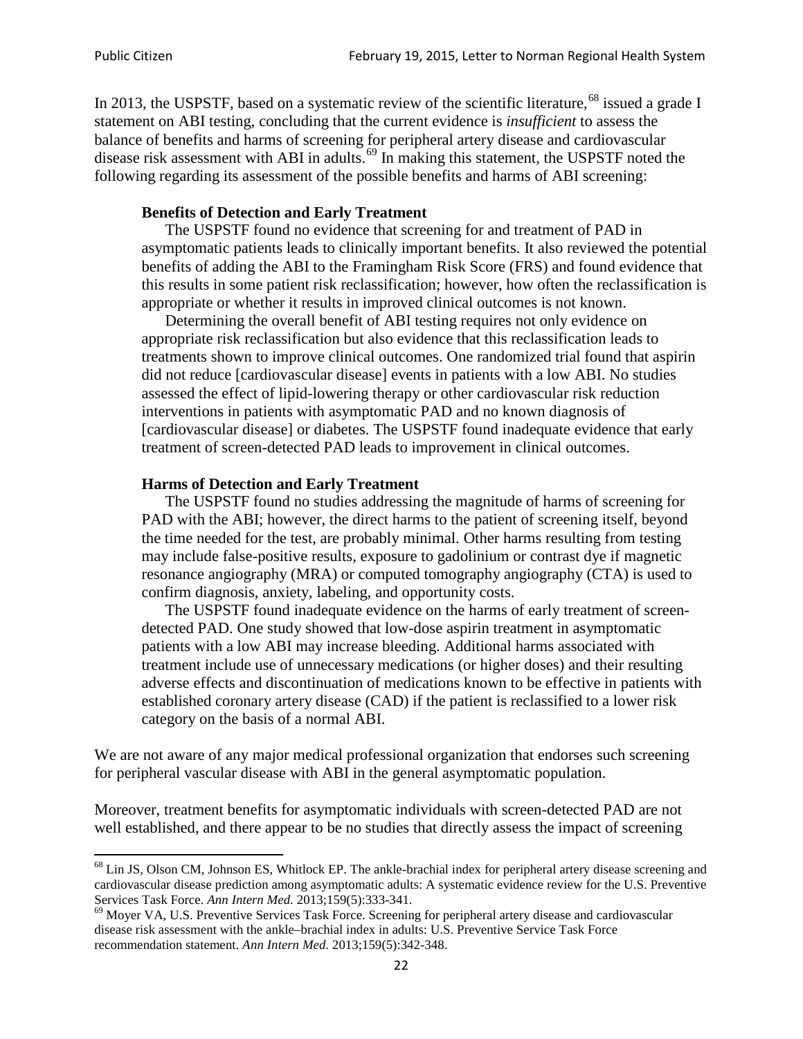In 2013, the USPSTF, based on a systematic review of the scientific literature,[68] issued a grade I statement on ABI testing, concluding that the current evidence is *insufficient* to assess the balance of benefits and harms of screening for peripheral artery disease and cardiovascular disease risk assessment with ABI in adults.[69] In making this statement, the USPSTF noted the following regarding its assessment of the possible benefits and harms of ABI screening:

> **Benefits of Detection and Early Treatment**
>
> The USPSTF found no evidence that screening for and treatment of PAD in asymptomatic patients leads to clinically important benefits. It also reviewed the potential benefits of adding the ABI to the Framingham Risk Score (FRS) and found evidence that this results in some patient risk reclassification; however, how often the reclassification is appropriate or whether it results in improved clinical outcomes is not known.
>
> Determining the overall benefit of ABI testing requires not only evidence on appropriate risk reclassification but also evidence that this reclassification leads to treatments shown to improve clinical outcomes. One randomized trial found that aspirin did not reduce [cardiovascular disease] events in patients with a low ABI. No studies assessed the effect of lipid-lowering therapy or other cardiovascular risk reduction interventions in patients with asymptomatic PAD and no known diagnosis of [cardiovascular disease] or diabetes. The USPSTF found inadequate evidence that early treatment of screen-detected PAD leads to improvement in clinical outcomes.
>
> **Harms of Detection and Early Treatment**
>
> The USPSTF found no studies addressing the magnitude of harms of screening for PAD with the ABI; however, the direct harms to the patient of screening itself, beyond the time needed for the test, are probably minimal. Other harms resulting from testing may include false-positive results, exposure to gadolinium or contrast dye if magnetic resonance angiography (MRA) or computed tomography angiography (CTA) is used to confirm diagnosis, anxiety, labeling, and opportunity costs.
>
> The USPSTF found inadequate evidence on the harms of early treatment of screen-detected PAD. One study showed that low-dose aspirin treatment in asymptomatic patients with a low ABI may increase bleeding. Additional harms associated with treatment include use of unnecessary medications (or higher doses) and their resulting adverse effects and discontinuation of medications known to be effective in patients with established coronary artery disease (CAD) if the patient is reclassified to a lower risk category on the basis of a normal ABI.

We are not aware of any major medical professional organization that endorses such screening for peripheral vascular disease with ABI in the general asymptomatic population.

Moreover, treatment benefits for asymptomatic individuals with screen-detected PAD are not well established, and there appear to be no studies that directly assess the impact of screening

---

[68] Lin JS, Olson CM, Johnson ES, Whitlock EP. The ankle-brachial index for peripheral artery disease screening and cardiovascular disease prediction among asymptomatic adults: A systematic evidence review for the U.S. Preventive Services Task Force. *Ann Intern Med.* 2013;159(5):333-341.

[69] Moyer VA, U.S. Preventive Services Task Force. Screening for peripheral artery disease and cardiovascular disease risk assessment with the ankle–brachial index in adults: U.S. Preventive Service Task Force recommendation statement. *Ann Intern Med.* 2013;159(5):342-348.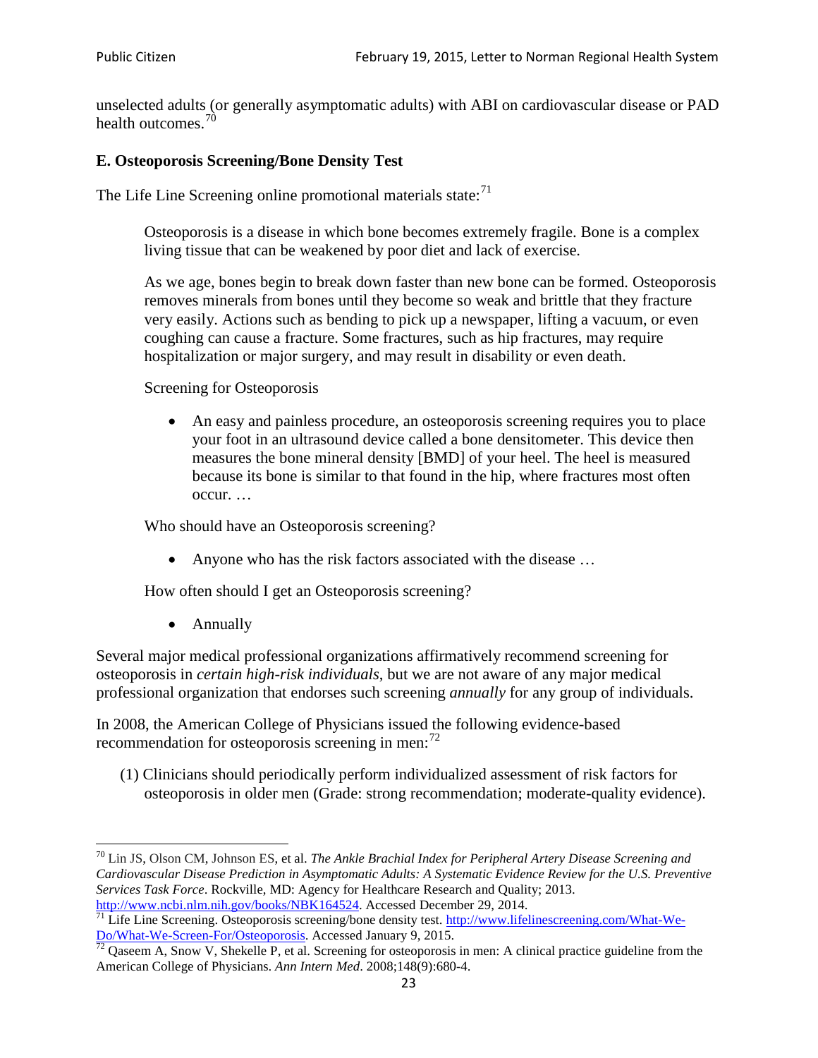unselected adults (or generally asymptomatic adults) with ABI on cardiovascular disease or PAD health outcomes.[70]

### E. Osteoporosis Screening/Bone Density Test

The Life Line Screening online promotional materials state:[71]

> Osteoporosis is a disease in which bone becomes extremely fragile. Bone is a complex living tissue that can be weakened by poor diet and lack of exercise.
>
> As we age, bones begin to break down faster than new bone can be formed. Osteoporosis removes minerals from bones until they become so weak and brittle that they fracture very easily. Actions such as bending to pick up a newspaper, lifting a vacuum, or even coughing can cause a fracture. Some fractures, such as hip fractures, may require hospitalization or major surgery, and may result in disability or even death.
>
> Screening for Osteoporosis
>
> - An easy and painless procedure, an osteoporosis screening requires you to place your foot in an ultrasound device called a bone densitometer. This device then measures the bone mineral density [BMD] of your heel. The heel is measured because its bone is similar to that found in the hip, where fractures most often occur. …
>
> Who should have an Osteoporosis screening?
>
> - Anyone who has the risk factors associated with the disease …
>
> How often should I get an Osteoporosis screening?
>
> - Annually

Several major medical professional organizations affirmatively recommend screening for osteoporosis in *certain high-risk individuals*, but we are not aware of any major medical professional organization that endorses such screening *annually* for any group of individuals.

In 2008, the American College of Physicians issued the following evidence-based recommendation for osteoporosis screening in men:[72]

(1) Clinicians should periodically perform individualized assessment of risk factors for osteoporosis in older men (Grade: strong recommendation; moderate-quality evidence).

---

[70] Lin JS, Olson CM, Johnson ES, et al. *The Ankle Brachial Index for Peripheral Artery Disease Screening and Cardiovascular Disease Prediction in Asymptomatic Adults: A Systematic Evidence Review for the U.S. Preventive Services Task Force*. Rockville, MD: Agency for Healthcare Research and Quality; 2013. http://www.ncbi.nlm.nih.gov/books/NBK164524. Accessed December 29, 2014.

[71] Life Line Screening. Osteoporosis screening/bone density test. http://www.lifelinescreening.com/What-We-Do/What-We-Screen-For/Osteoporosis. Accessed January 9, 2015.

[72] Qaseem A, Snow V, Shekelle P, et al. Screening for osteoporosis in men: A clinical practice guideline from the American College of Physicians. *Ann Intern Med*. 2008;148(9):680-4.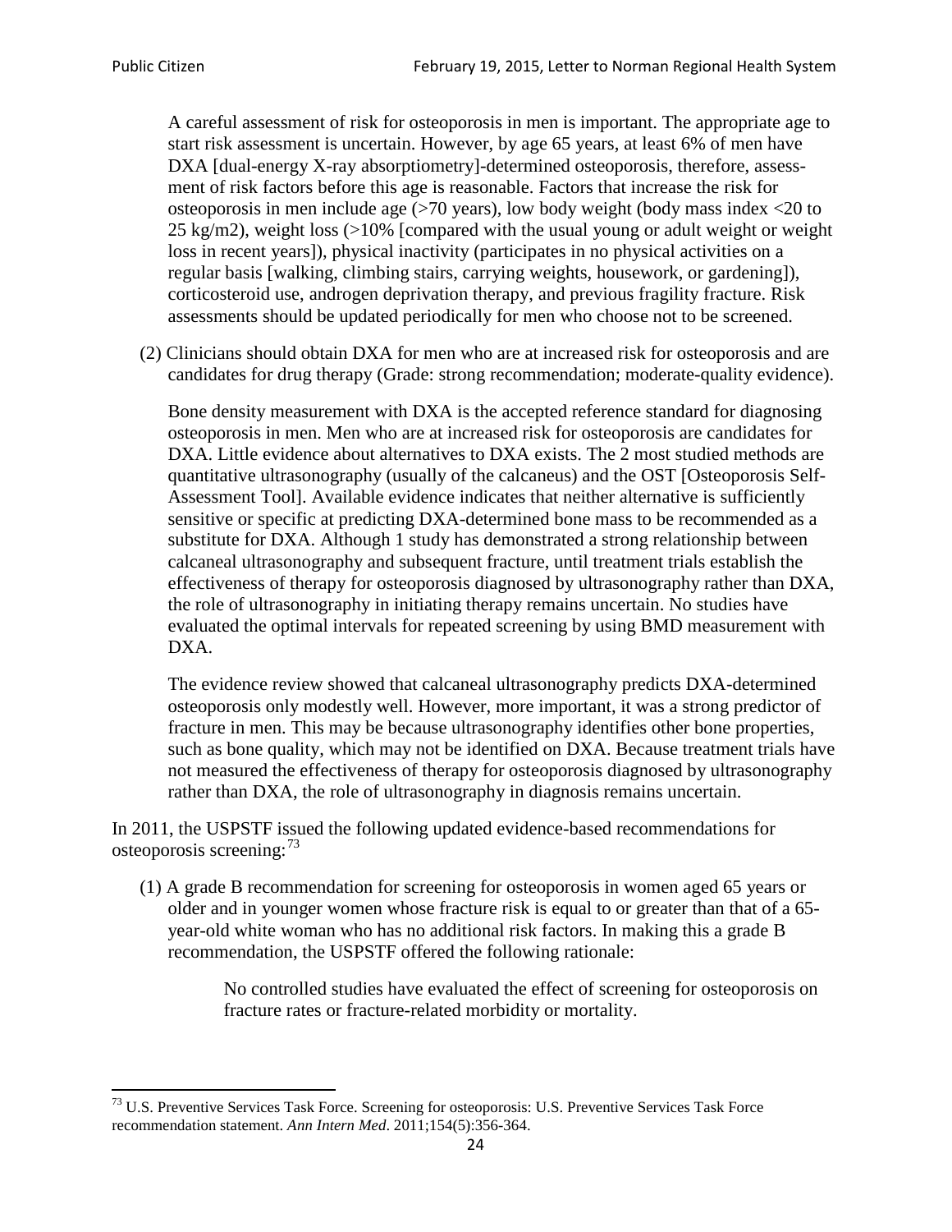A careful assessment of risk for osteoporosis in men is important. The appropriate age to start risk assessment is uncertain. However, by age 65 years, at least 6% of men have DXA [dual-energy X-ray absorptiometry]-determined osteoporosis, therefore, assessment of risk factors before this age is reasonable. Factors that increase the risk for osteoporosis in men include age (>70 years), low body weight (body mass index <20 to 25 kg/m2), weight loss (>10% [compared with the usual young or adult weight or weight loss in recent years]), physical inactivity (participates in no physical activities on a regular basis [walking, climbing stairs, carrying weights, housework, or gardening]), corticosteroid use, androgen deprivation therapy, and previous fragility fracture. Risk assessments should be updated periodically for men who choose not to be screened.

(2) Clinicians should obtain DXA for men who are at increased risk for osteoporosis and are candidates for drug therapy (Grade: strong recommendation; moderate-quality evidence).

Bone density measurement with DXA is the accepted reference standard for diagnosing osteoporosis in men. Men who are at increased risk for osteoporosis are candidates for DXA. Little evidence about alternatives to DXA exists. The 2 most studied methods are quantitative ultrasonography (usually of the calcaneus) and the OST [Osteoporosis Self-Assessment Tool]. Available evidence indicates that neither alternative is sufficiently sensitive or specific at predicting DXA-determined bone mass to be recommended as a substitute for DXA. Although 1 study has demonstrated a strong relationship between calcaneal ultrasonography and subsequent fracture, until treatment trials establish the effectiveness of therapy for osteoporosis diagnosed by ultrasonography rather than DXA, the role of ultrasonography in initiating therapy remains uncertain. No studies have evaluated the optimal intervals for repeated screening by using BMD measurement with DXA.

The evidence review showed that calcaneal ultrasonography predicts DXA-determined osteoporosis only modestly well. However, more important, it was a strong predictor of fracture in men. This may be because ultrasonography identifies other bone properties, such as bone quality, which may not be identified on DXA. Because treatment trials have not measured the effectiveness of therapy for osteoporosis diagnosed by ultrasonography rather than DXA, the role of ultrasonography in diagnosis remains uncertain.

In 2011, the USPSTF issued the following updated evidence-based recommendations for osteoporosis screening:[73]

(1) A grade B recommendation for screening for osteoporosis in women aged 65 years or older and in younger women whose fracture risk is equal to or greater than that of a 65-year-old white woman who has no additional risk factors. In making this a grade B recommendation, the USPSTF offered the following rationale:

> No controlled studies have evaluated the effect of screening for osteoporosis on fracture rates or fracture-related morbidity or mortality.

[73] U.S. Preventive Services Task Force. Screening for osteoporosis: U.S. Preventive Services Task Force recommendation statement. *Ann Intern Med*. 2011;154(5):356-364.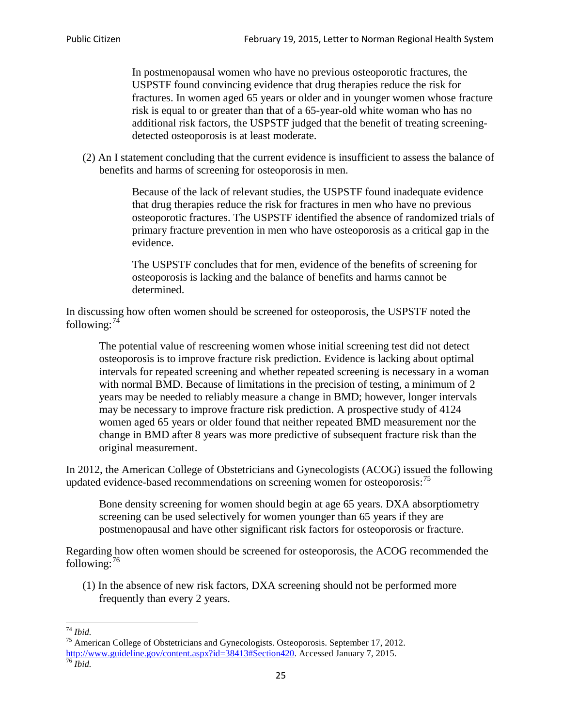> In postmenopausal women who have no previous osteoporotic fractures, the USPSTF found convincing evidence that drug therapies reduce the risk for fractures. In women aged 65 years or older and in younger women whose fracture risk is equal to or greater than that of a 65-year-old white woman who has no additional risk factors, the USPSTF judged that the benefit of treating screening-detected osteoporosis is at least moderate.

(2) An I statement concluding that the current evidence is insufficient to assess the balance of benefits and harms of screening for osteoporosis in men.

> Because of the lack of relevant studies, the USPSTF found inadequate evidence that drug therapies reduce the risk for fractures in men who have no previous osteoporotic fractures. The USPSTF identified the absence of randomized trials of primary fracture prevention in men who have osteoporosis as a critical gap in the evidence.
>
> The USPSTF concludes that for men, evidence of the benefits of screening for osteoporosis is lacking and the balance of benefits and harms cannot be determined.

In discussing how often women should be screened for osteoporosis, the USPSTF noted the following:[74]

> The potential value of rescreening women whose initial screening test did not detect osteoporosis is to improve fracture risk prediction. Evidence is lacking about optimal intervals for repeated screening and whether repeated screening is necessary in a woman with normal BMD. Because of limitations in the precision of testing, a minimum of 2 years may be needed to reliably measure a change in BMD; however, longer intervals may be necessary to improve fracture risk prediction. A prospective study of 4124 women aged 65 years or older found that neither repeated BMD measurement nor the change in BMD after 8 years was more predictive of subsequent fracture risk than the original measurement.

In 2012, the American College of Obstetricians and Gynecologists (ACOG) issued the following updated evidence-based recommendations on screening women for osteoporosis:[75]

> Bone density screening for women should begin at age 65 years. DXA absorptiometry screening can be used selectively for women younger than 65 years if they are postmenopausal and have other significant risk factors for osteoporosis or fracture.

Regarding how often women should be screened for osteoporosis, the ACOG recommended the following:[76]

(1) In the absence of new risk factors, DXA screening should not be performed more frequently than every 2 years.

---

[74] *Ibid.*

[75] American College of Obstetricians and Gynecologists. Osteoporosis. September 17, 2012. http://www.guideline.gov/content.aspx?id=38413#Section420. Accessed January 7, 2015.

[76] *Ibid.*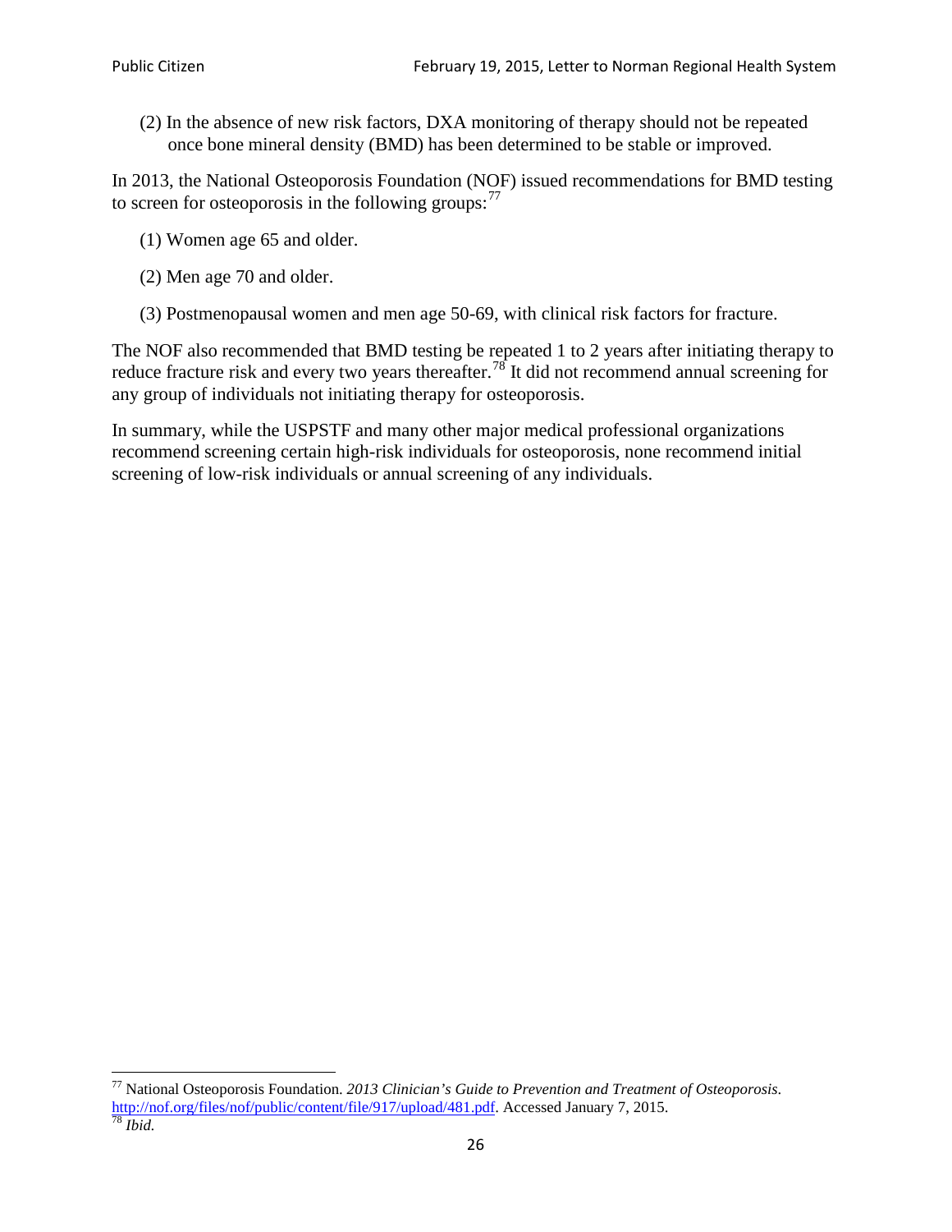(2) In the absence of new risk factors, DXA monitoring of therapy should not be repeated once bone mineral density (BMD) has been determined to be stable or improved.

In 2013, the National Osteoporosis Foundation (NOF) issued recommendations for BMD testing to screen for osteoporosis in the following groups:[77]

(1) Women age 65 and older.

(2) Men age 70 and older.

(3) Postmenopausal women and men age 50-69, with clinical risk factors for fracture.

The NOF also recommended that BMD testing be repeated 1 to 2 years after initiating therapy to reduce fracture risk and every two years thereafter.[78] It did not recommend annual screening for any group of individuals not initiating therapy for osteoporosis.

In summary, while the USPSTF and many other major medical professional organizations recommend screening certain high-risk individuals for osteoporosis, none recommend initial screening of low-risk individuals or annual screening of any individuals.

---

[77] National Osteoporosis Foundation. *2013 Clinician's Guide to Prevention and Treatment of Osteoporosis*. http://nof.org/files/nof/public/content/file/917/upload/481.pdf. Accessed January 7, 2015.

[78] *Ibid.*